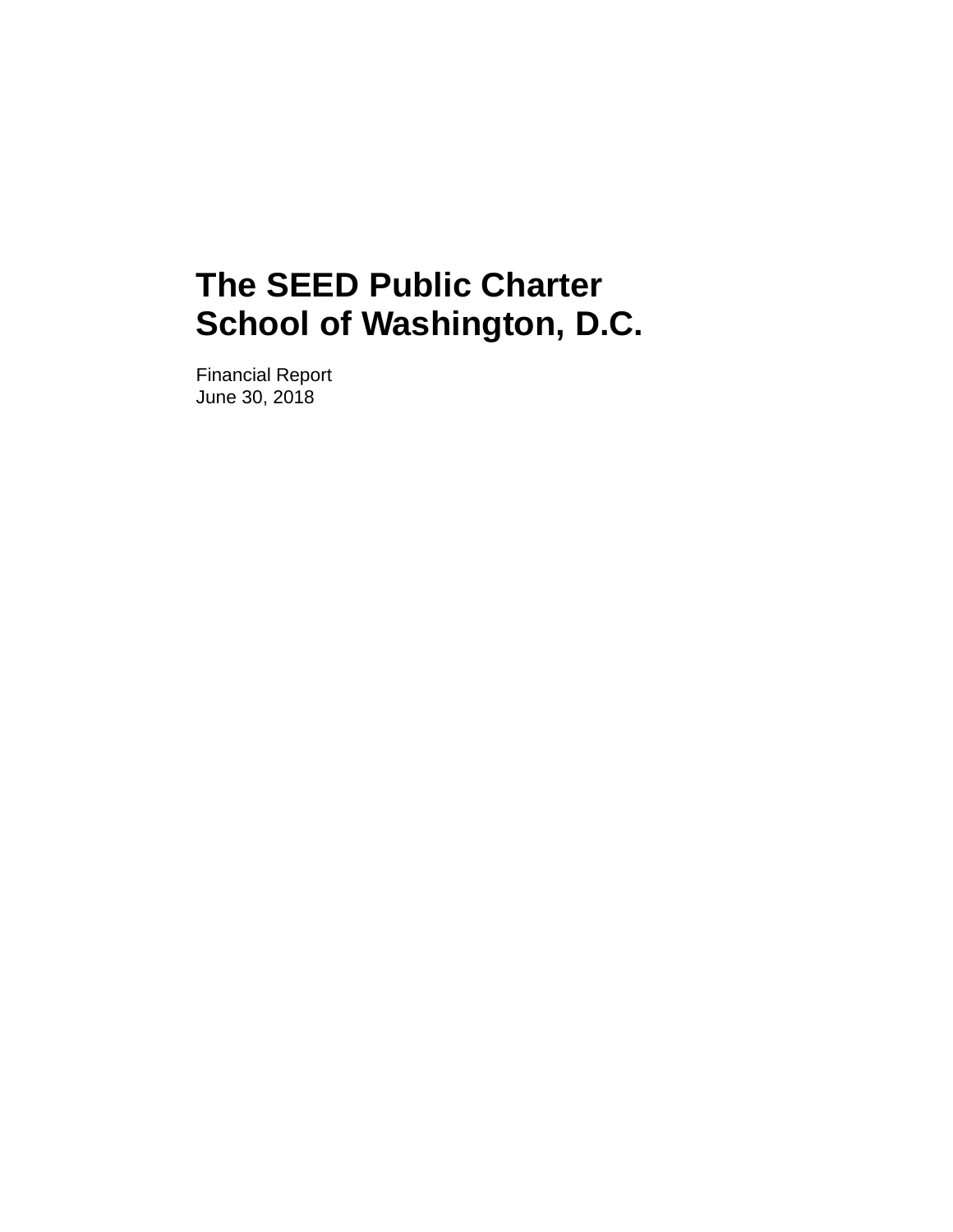# The SEED Public Charter School of Washington, D.C.

Financial Report
June 30, 2018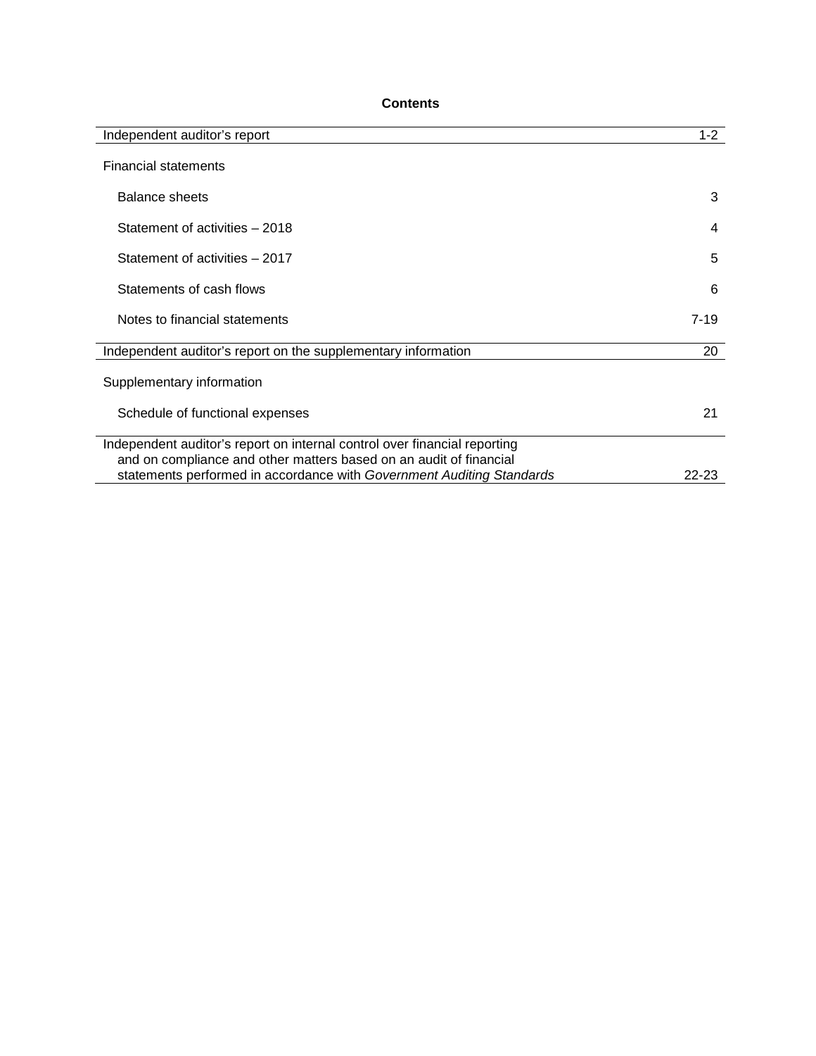## Contents

| | |
|---|---|
| Independent auditor’s report | 1-2 |
| Financial statements | |
| Balance sheets | 3 |
| Statement of activities – 2018 | 4 |
| Statement of activities – 2017 | 5 |
| Statements of cash flows | 6 |
| Notes to financial statements | 7-19 |
| Independent auditor’s report on the supplementary information | 20 |
| Supplementary information | |
| Schedule of functional expenses | 21 |
| Independent auditor’s report on internal control over financial reporting and on compliance and other matters based on an audit of financial statements performed in accordance with *Government Auditing Standards* | 22-23 |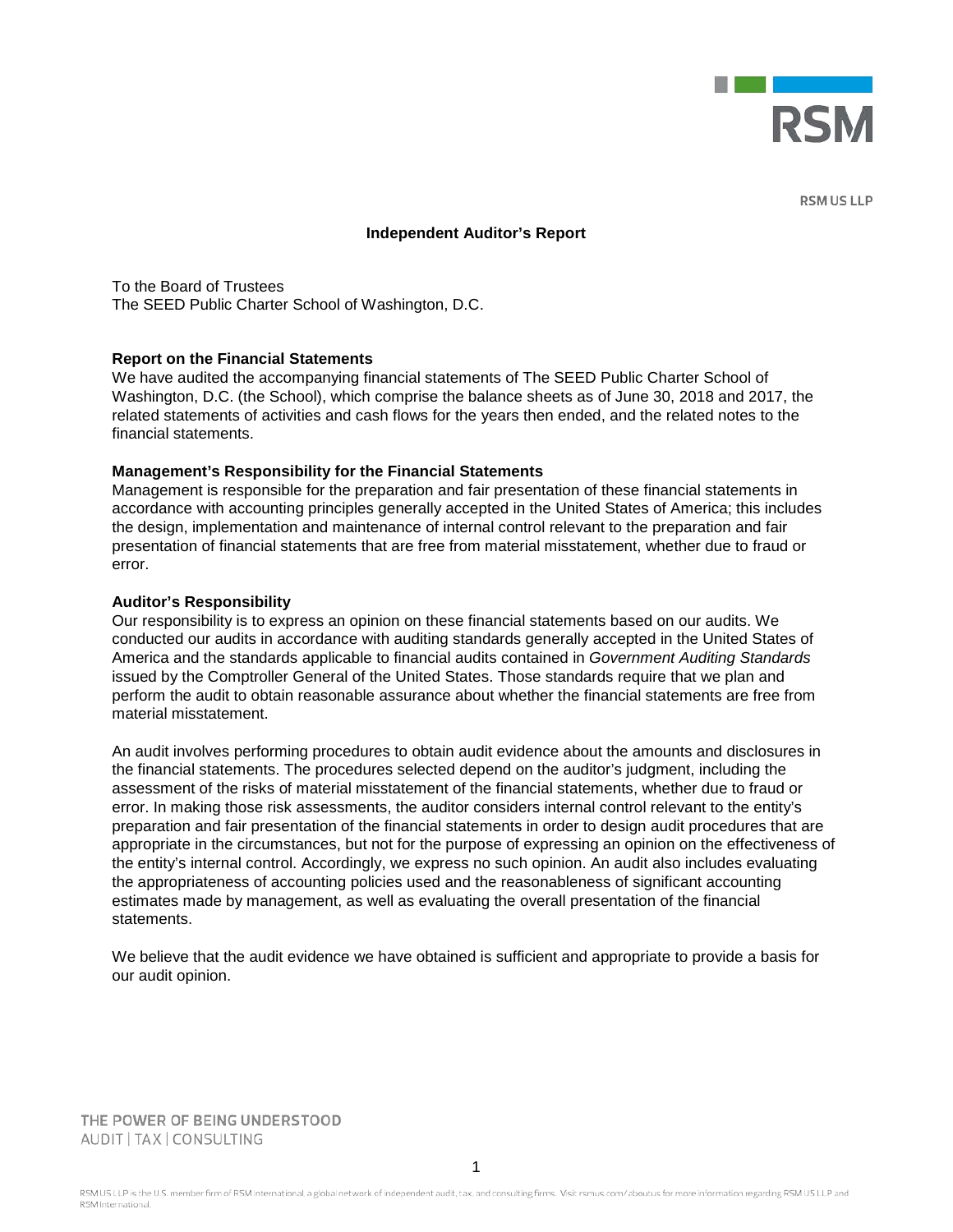RSM US LLP

# Independent Auditor's Report

To the Board of Trustees
The SEED Public Charter School of Washington, D.C.

**Report on the Financial Statements**
We have audited the accompanying financial statements of The SEED Public Charter School of Washington, D.C. (the School), which comprise the balance sheets as of June 30, 2018 and 2017, the related statements of activities and cash flows for the years then ended, and the related notes to the financial statements.

**Management's Responsibility for the Financial Statements**
Management is responsible for the preparation and fair presentation of these financial statements in accordance with accounting principles generally accepted in the United States of America; this includes the design, implementation and maintenance of internal control relevant to the preparation and fair presentation of financial statements that are free from material misstatement, whether due to fraud or error.

**Auditor's Responsibility**
Our responsibility is to express an opinion on these financial statements based on our audits. We conducted our audits in accordance with auditing standards generally accepted in the United States of America and the standards applicable to financial audits contained in *Government Auditing Standards* issued by the Comptroller General of the United States. Those standards require that we plan and perform the audit to obtain reasonable assurance about whether the financial statements are free from material misstatement.

An audit involves performing procedures to obtain audit evidence about the amounts and disclosures in the financial statements. The procedures selected depend on the auditor's judgment, including the assessment of the risks of material misstatement of the financial statements, whether due to fraud or error. In making those risk assessments, the auditor considers internal control relevant to the entity's preparation and fair presentation of the financial statements in order to design audit procedures that are appropriate in the circumstances, but not for the purpose of expressing an opinion on the effectiveness of the entity's internal control. Accordingly, we express no such opinion. An audit also includes evaluating the appropriateness of accounting policies used and the reasonableness of significant accounting estimates made by management, as well as evaluating the overall presentation of the financial statements.

We believe that the audit evidence we have obtained is sufficient and appropriate to provide a basis for our audit opinion.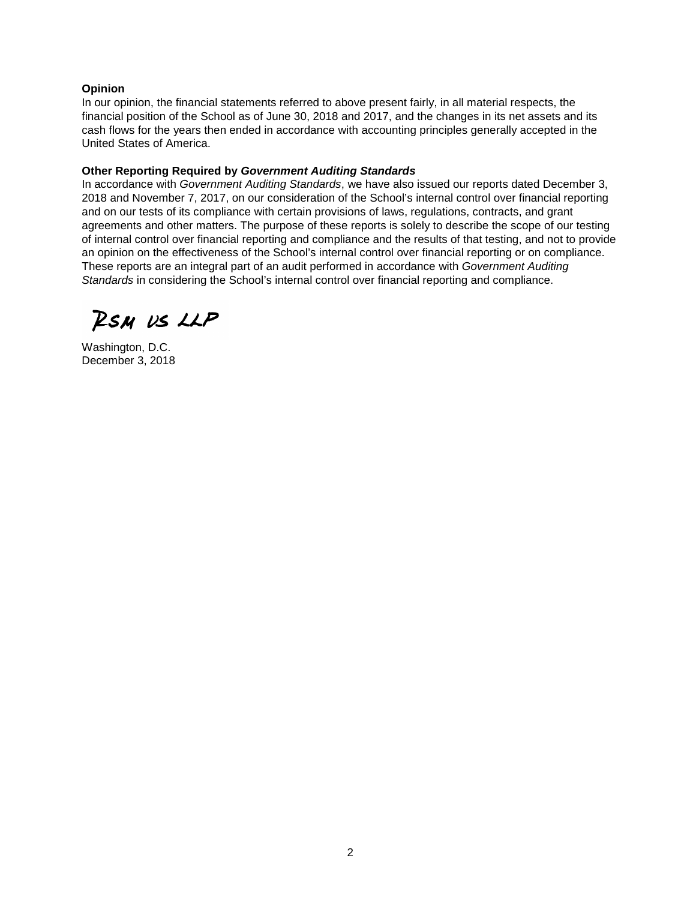**Opinion**

In our opinion, the financial statements referred to above present fairly, in all material respects, the financial position of the School as of June 30, 2018 and 2017, and the changes in its net assets and its cash flows for the years then ended in accordance with accounting principles generally accepted in the United States of America.

**Other Reporting Required by *Government Auditing Standards***

In accordance with *Government Auditing Standards*, we have also issued our reports dated December 3, 2018 and November 7, 2017, on our consideration of the School's internal control over financial reporting and on our tests of its compliance with certain provisions of laws, regulations, contracts, and grant agreements and other matters. The purpose of these reports is solely to describe the scope of our testing of internal control over financial reporting and compliance and the results of that testing, and not to provide an opinion on the effectiveness of the School's internal control over financial reporting or on compliance. These reports are an integral part of an audit performed in accordance with *Government Auditing Standards* in considering the School's internal control over financial reporting and compliance.

RSM US LLP

Washington, D.C.
December 3, 2018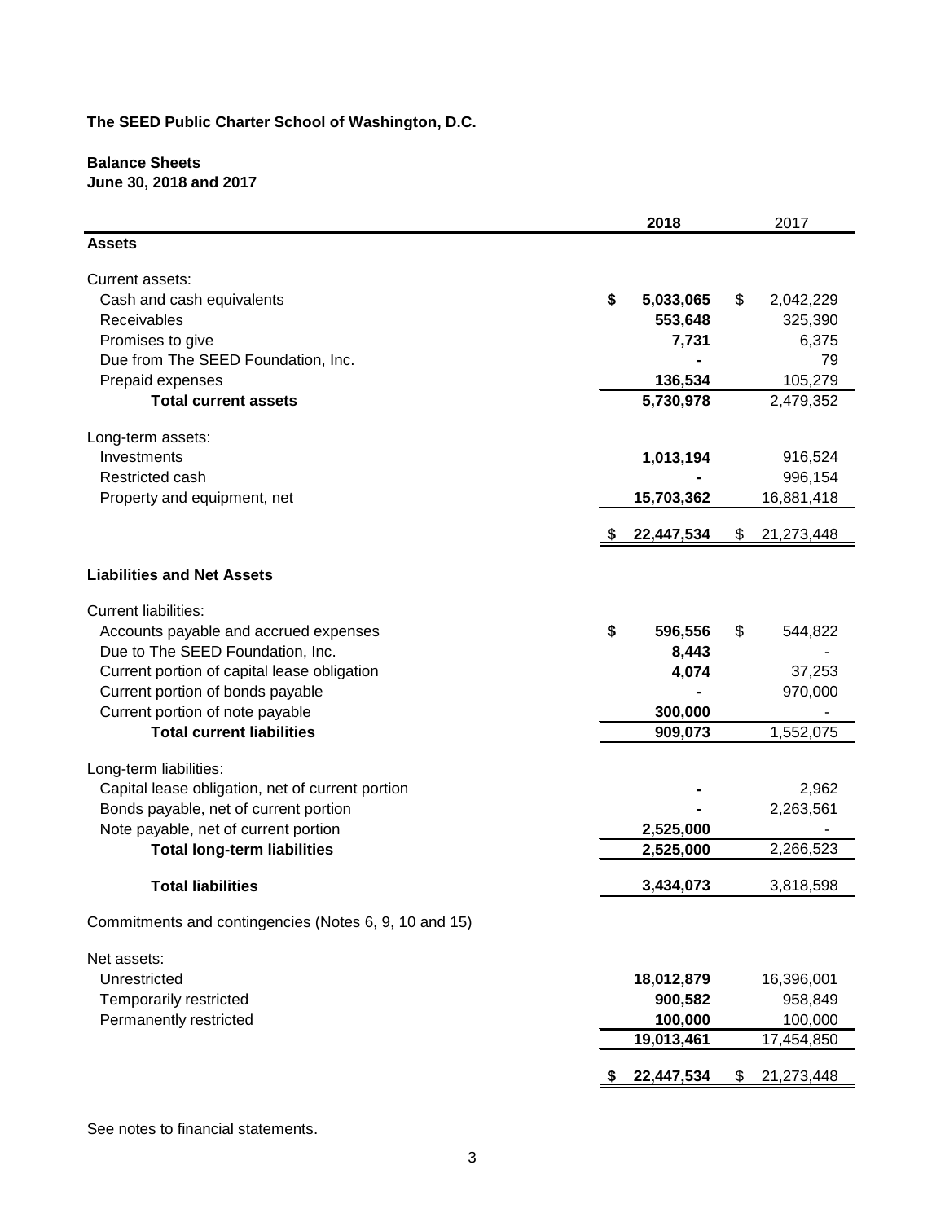**The SEED Public Charter School of Washington, D.C.**

**Balance Sheets**
**June 30, 2018 and 2017**

| | 2018 | 2017 |
|---|---|---|
| **Assets** | | |
| Current assets: | | |
| Cash and cash equivalents | $ 5,033,065 | $ 2,042,229 |
| Receivables | 553,648 | 325,390 |
| Promises to give | 7,731 | 6,375 |
| Due from The SEED Foundation, Inc. | - | 79 |
| Prepaid expenses | 136,534 | 105,279 |
| **Total current assets** | 5,730,978 | 2,479,352 |
| Long-term assets: | | |
| Investments | 1,013,194 | 916,524 |
| Restricted cash | - | 996,154 |
| Property and equipment, net | 15,703,362 | 16,881,418 |
| | $ 22,447,534 | $ 21,273,448 |
| **Liabilities and Net Assets** | | |
| Current liabilities: | | |
| Accounts payable and accrued expenses | $ 596,556 | $ 544,822 |
| Due to The SEED Foundation, Inc. | 8,443 | - |
| Current portion of capital lease obligation | 4,074 | 37,253 |
| Current portion of bonds payable | - | 970,000 |
| Current portion of note payable | 300,000 | - |
| **Total current liabilities** | 909,073 | 1,552,075 |
| Long-term liabilities: | | |
| Capital lease obligation, net of current portion | - | 2,962 |
| Bonds payable, net of current portion | - | 2,263,561 |
| Note payable, net of current portion | 2,525,000 | - |
| **Total long-term liabilities** | 2,525,000 | 2,266,523 |
| **Total liabilities** | 3,434,073 | 3,818,598 |
| Commitments and contingencies (Notes 6, 9, 10 and 15) | | |
| Net assets: | | |
| Unrestricted | 18,012,879 | 16,396,001 |
| Temporarily restricted | 900,582 | 958,849 |
| Permanently restricted | 100,000 | 100,000 |
| | 19,013,461 | 17,454,850 |
| | $ 22,447,534 | $ 21,273,448 |

See notes to financial statements.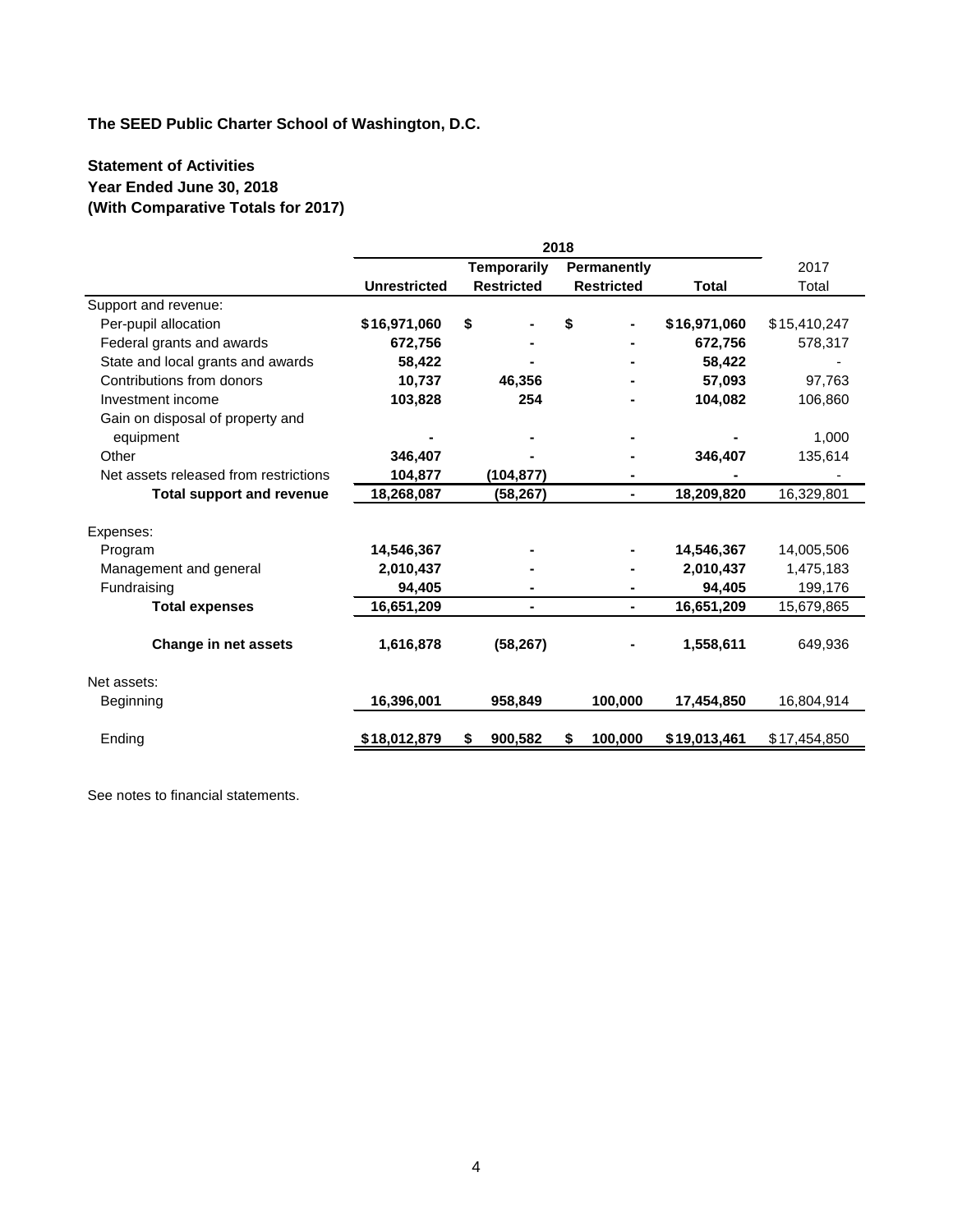**The SEED Public Charter School of Washington, D.C.**

**Statement of Activities**
**Year Ended June 30, 2018**
**(With Comparative Totals for 2017)**

| | 2018 | | | | 2017 |
|---|---|---|---|---|---|
| | **Unrestricted** | **Temporarily Restricted** | **Permanently Restricted** | **Total** | Total |
| Support and revenue: | | | | | |
| Per-pupil allocation | **$16,971,060** | **$ -** | **$ -** | **$16,971,060** | $15,410,247 |
| Federal grants and awards | **672,756** | **-** | **-** | **672,756** | 578,317 |
| State and local grants and awards | **58,422** | **-** | **-** | **58,422** | - |
| Contributions from donors | **10,737** | **46,356** | **-** | **57,093** | 97,763 |
| Investment income | **103,828** | **254** | **-** | **104,082** | 106,860 |
| Gain on disposal of property and equipment | **-** | **-** | **-** | **-** | 1,000 |
| Other | **346,407** | **-** | **-** | **346,407** | 135,614 |
| Net assets released from restrictions | **104,877** | **(104,877)** | **-** | **-** | - |
| **Total support and revenue** | **18,268,087** | **(58,267)** | **-** | **18,209,820** | 16,329,801 |
| Expenses: | | | | | |
| Program | **14,546,367** | **-** | **-** | **14,546,367** | 14,005,506 |
| Management and general | **2,010,437** | **-** | **-** | **2,010,437** | 1,475,183 |
| Fundraising | **94,405** | **-** | **-** | **94,405** | 199,176 |
| **Total expenses** | **16,651,209** | **-** | **-** | **16,651,209** | 15,679,865 |
| **Change in net assets** | **1,616,878** | **(58,267)** | **-** | **1,558,611** | 649,936 |
| Net assets: | | | | | |
| Beginning | **16,396,001** | **958,849** | **100,000** | **17,454,850** | 16,804,914 |
| Ending | **$18,012,879** | **$ 900,582** | **$ 100,000** | **$19,013,461** | $17,454,850 |

See notes to financial statements.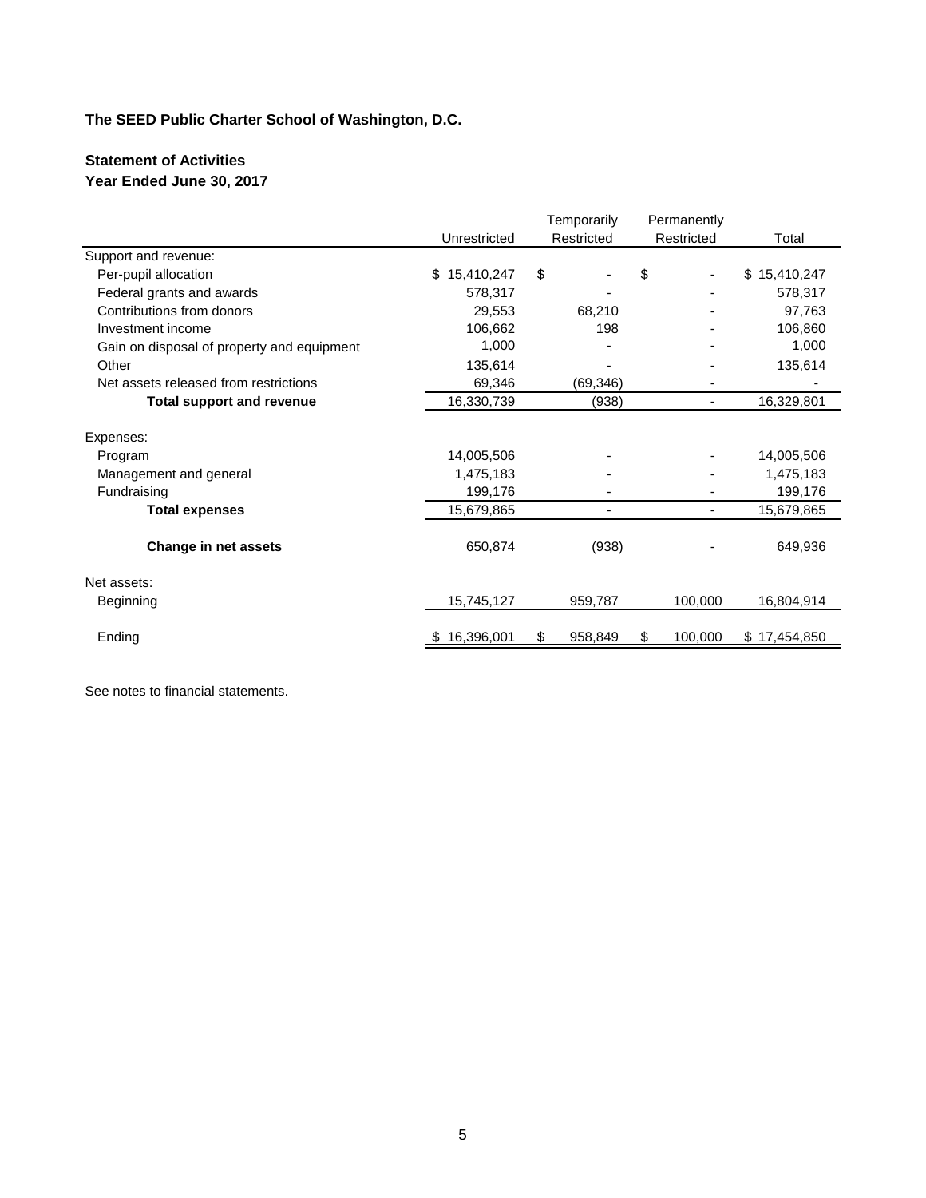**The SEED Public Charter School of Washington, D.C.**

**Statement of Activities**
**Year Ended June 30, 2017**

| | Unrestricted | Temporarily Restricted | Permanently Restricted | Total |
|---|---|---|---|---|
| Support and revenue: | | | | |
| Per-pupil allocation | $ 15,410,247 | $ - | $ - | $ 15,410,247 |
| Federal grants and awards | 578,317 | - | - | 578,317 |
| Contributions from donors | 29,553 | 68,210 | - | 97,763 |
| Investment income | 106,662 | 198 | - | 106,860 |
| Gain on disposal of property and equipment | 1,000 | - | - | 1,000 |
| Other | 135,614 | - | - | 135,614 |
| Net assets released from restrictions | 69,346 | (69,346) | - | - |
| **Total support and revenue** | 16,330,739 | (938) | - | 16,329,801 |
| Expenses: | | | | |
| Program | 14,005,506 | - | - | 14,005,506 |
| Management and general | 1,475,183 | - | - | 1,475,183 |
| Fundraising | 199,176 | - | - | 199,176 |
| **Total expenses** | 15,679,865 | - | - | 15,679,865 |
| **Change in net assets** | 650,874 | (938) | - | 649,936 |
| Net assets: | | | | |
| Beginning | 15,745,127 | 959,787 | 100,000 | 16,804,914 |
| Ending | $ 16,396,001 | $ 958,849 | $ 100,000 | $ 17,454,850 |

See notes to financial statements.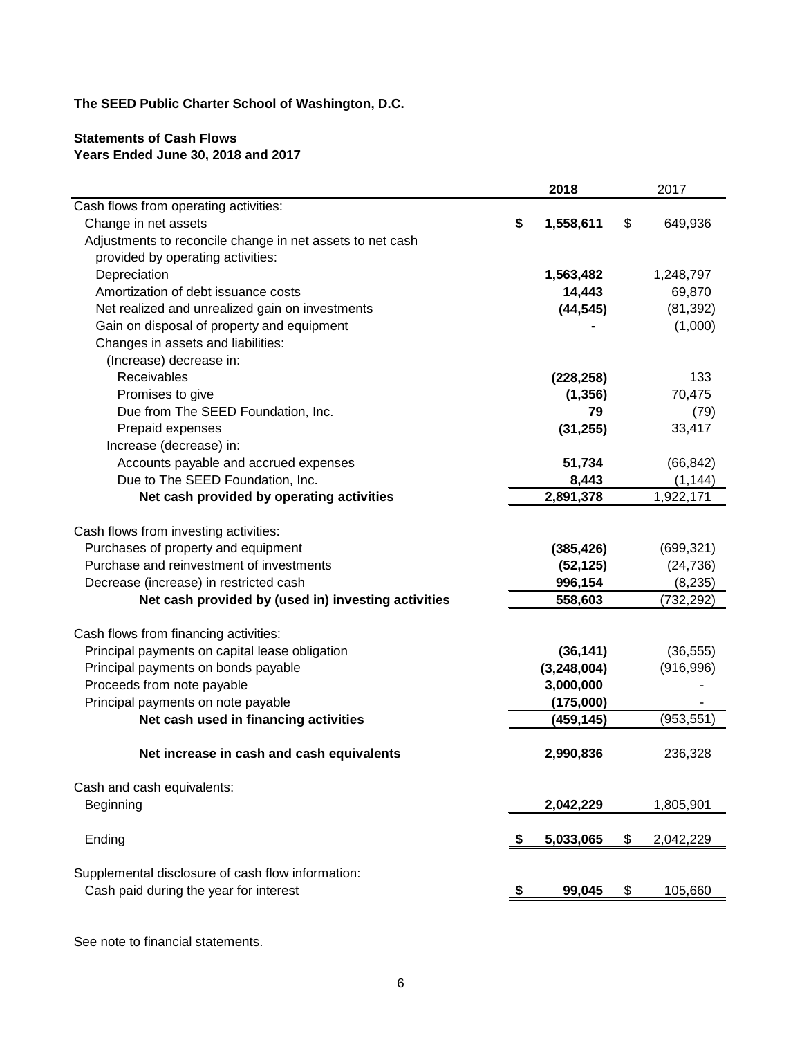**The SEED Public Charter School of Washington, D.C.**

**Statements of Cash Flows**
**Years Ended June 30, 2018 and 2017**

| | 2018 | 2017 |
|---|---|---|
| Cash flows from operating activities: | | |
| Change in net assets | $ 1,558,611 | $ 649,936 |
| Adjustments to reconcile change in net assets to net cash provided by operating activities: | | |
| Depreciation | 1,563,482 | 1,248,797 |
| Amortization of debt issuance costs | 14,443 | 69,870 |
| Net realized and unrealized gain on investments | (44,545) | (81,392) |
| Gain on disposal of property and equipment | - | (1,000) |
| Changes in assets and liabilities: | | |
| (Increase) decrease in: | | |
| Receivables | (228,258) | 133 |
| Promises to give | (1,356) | 70,475 |
| Due from The SEED Foundation, Inc. | 79 | (79) |
| Prepaid expenses | (31,255) | 33,417 |
| Increase (decrease) in: | | |
| Accounts payable and accrued expenses | 51,734 | (66,842) |
| Due to The SEED Foundation, Inc. | 8,443 | (1,144) |
| **Net cash provided by operating activities** | 2,891,378 | 1,922,171 |
| Cash flows from investing activities: | | |
| Purchases of property and equipment | (385,426) | (699,321) |
| Purchase and reinvestment of investments | (52,125) | (24,736) |
| Decrease (increase) in restricted cash | 996,154 | (8,235) |
| **Net cash provided by (used in) investing activities** | 558,603 | (732,292) |
| Cash flows from financing activities: | | |
| Principal payments on capital lease obligation | (36,141) | (36,555) |
| Principal payments on bonds payable | (3,248,004) | (916,996) |
| Proceeds from note payable | 3,000,000 | - |
| Principal payments on note payable | (175,000) | - |
| **Net cash used in financing activities** | (459,145) | (953,551) |
| **Net increase in cash and cash equivalents** | 2,990,836 | 236,328 |
| Cash and cash equivalents: | | |
| Beginning | 2,042,229 | 1,805,901 |
| Ending | $ 5,033,065 | $ 2,042,229 |
| Supplemental disclosure of cash flow information: | | |
| Cash paid during the year for interest | $ 99,045 | $ 105,660 |

See note to financial statements.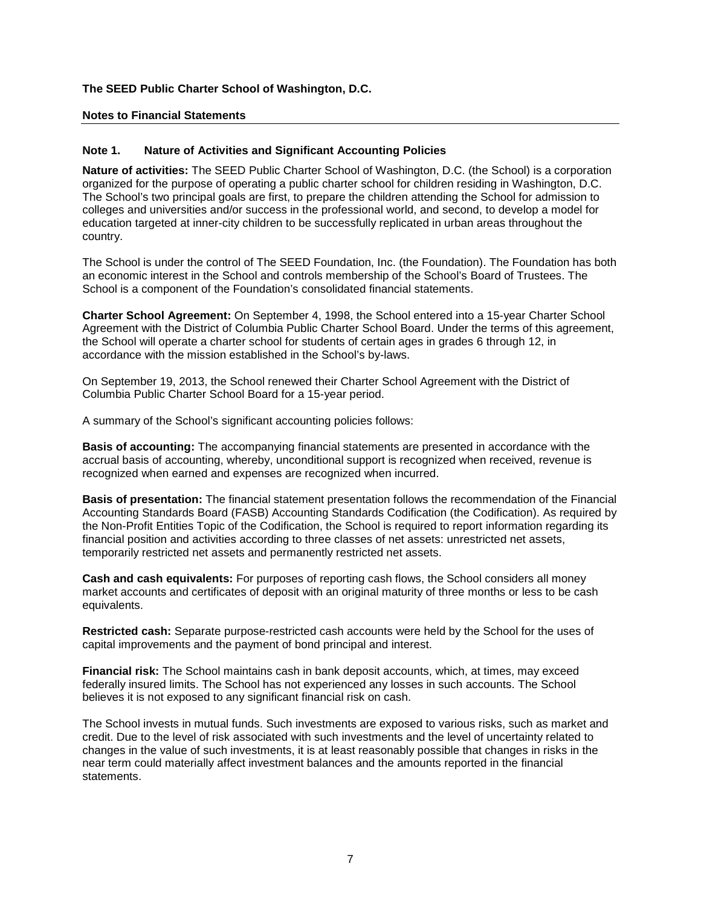**The SEED Public Charter School of Washington, D.C.**

**Notes to Financial Statements**

## Note 1. Nature of Activities and Significant Accounting Policies

**Nature of activities:** The SEED Public Charter School of Washington, D.C. (the School) is a corporation organized for the purpose of operating a public charter school for children residing in Washington, D.C. The School's two principal goals are first, to prepare the children attending the School for admission to colleges and universities and/or success in the professional world, and second, to develop a model for education targeted at inner-city children to be successfully replicated in urban areas throughout the country.

The School is under the control of The SEED Foundation, Inc. (the Foundation). The Foundation has both an economic interest in the School and controls membership of the School's Board of Trustees. The School is a component of the Foundation's consolidated financial statements.

**Charter School Agreement:** On September 4, 1998, the School entered into a 15-year Charter School Agreement with the District of Columbia Public Charter School Board. Under the terms of this agreement, the School will operate a charter school for students of certain ages in grades 6 through 12, in accordance with the mission established in the School's by-laws.

On September 19, 2013, the School renewed their Charter School Agreement with the District of Columbia Public Charter School Board for a 15-year period.

A summary of the School's significant accounting policies follows:

**Basis of accounting:** The accompanying financial statements are presented in accordance with the accrual basis of accounting, whereby, unconditional support is recognized when received, revenue is recognized when earned and expenses are recognized when incurred.

**Basis of presentation:** The financial statement presentation follows the recommendation of the Financial Accounting Standards Board (FASB) Accounting Standards Codification (the Codification). As required by the Non-Profit Entities Topic of the Codification, the School is required to report information regarding its financial position and activities according to three classes of net assets: unrestricted net assets, temporarily restricted net assets and permanently restricted net assets.

**Cash and cash equivalents:** For purposes of reporting cash flows, the School considers all money market accounts and certificates of deposit with an original maturity of three months or less to be cash equivalents.

**Restricted cash:** Separate purpose-restricted cash accounts were held by the School for the uses of capital improvements and the payment of bond principal and interest.

**Financial risk:** The School maintains cash in bank deposit accounts, which, at times, may exceed federally insured limits. The School has not experienced any losses in such accounts. The School believes it is not exposed to any significant financial risk on cash.

The School invests in mutual funds. Such investments are exposed to various risks, such as market and credit. Due to the level of risk associated with such investments and the level of uncertainty related to changes in the value of such investments, it is at least reasonably possible that changes in risks in the near term could materially affect investment balances and the amounts reported in the financial statements.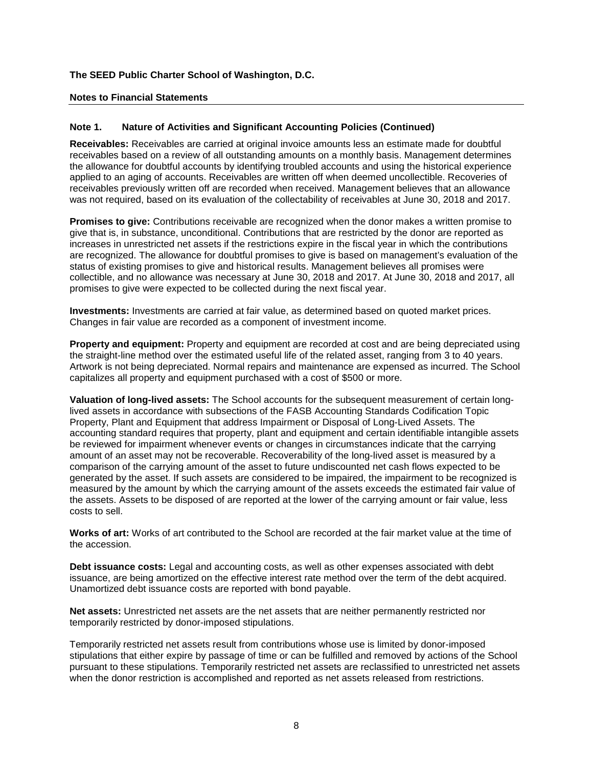**The SEED Public Charter School of Washington, D.C.**

**Notes to Financial Statements**

## Note 1. Nature of Activities and Significant Accounting Policies (Continued)

**Receivables:** Receivables are carried at original invoice amounts less an estimate made for doubtful receivables based on a review of all outstanding amounts on a monthly basis. Management determines the allowance for doubtful accounts by identifying troubled accounts and using the historical experience applied to an aging of accounts. Receivables are written off when deemed uncollectible. Recoveries of receivables previously written off are recorded when received. Management believes that an allowance was not required, based on its evaluation of the collectability of receivables at June 30, 2018 and 2017.

**Promises to give:** Contributions receivable are recognized when the donor makes a written promise to give that is, in substance, unconditional. Contributions that are restricted by the donor are reported as increases in unrestricted net assets if the restrictions expire in the fiscal year in which the contributions are recognized. The allowance for doubtful promises to give is based on management's evaluation of the status of existing promises to give and historical results. Management believes all promises were collectible, and no allowance was necessary at June 30, 2018 and 2017. At June 30, 2018 and 2017, all promises to give were expected to be collected during the next fiscal year.

**Investments:** Investments are carried at fair value, as determined based on quoted market prices. Changes in fair value are recorded as a component of investment income.

**Property and equipment:** Property and equipment are recorded at cost and are being depreciated using the straight-line method over the estimated useful life of the related asset, ranging from 3 to 40 years. Artwork is not being depreciated. Normal repairs and maintenance are expensed as incurred. The School capitalizes all property and equipment purchased with a cost of $500 or more.

**Valuation of long-lived assets:** The School accounts for the subsequent measurement of certain long-lived assets in accordance with subsections of the FASB Accounting Standards Codification Topic Property, Plant and Equipment that address Impairment or Disposal of Long-Lived Assets. The accounting standard requires that property, plant and equipment and certain identifiable intangible assets be reviewed for impairment whenever events or changes in circumstances indicate that the carrying amount of an asset may not be recoverable. Recoverability of the long-lived asset is measured by a comparison of the carrying amount of the asset to future undiscounted net cash flows expected to be generated by the asset. If such assets are considered to be impaired, the impairment to be recognized is measured by the amount by which the carrying amount of the assets exceeds the estimated fair value of the assets. Assets to be disposed of are reported at the lower of the carrying amount or fair value, less costs to sell.

**Works of art:** Works of art contributed to the School are recorded at the fair market value at the time of the accession.

**Debt issuance costs:** Legal and accounting costs, as well as other expenses associated with debt issuance, are being amortized on the effective interest rate method over the term of the debt acquired. Unamortized debt issuance costs are reported with bond payable.

**Net assets:** Unrestricted net assets are the net assets that are neither permanently restricted nor temporarily restricted by donor-imposed stipulations.

Temporarily restricted net assets result from contributions whose use is limited by donor-imposed stipulations that either expire by passage of time or can be fulfilled and removed by actions of the School pursuant to these stipulations. Temporarily restricted net assets are reclassified to unrestricted net assets when the donor restriction is accomplished and reported as net assets released from restrictions.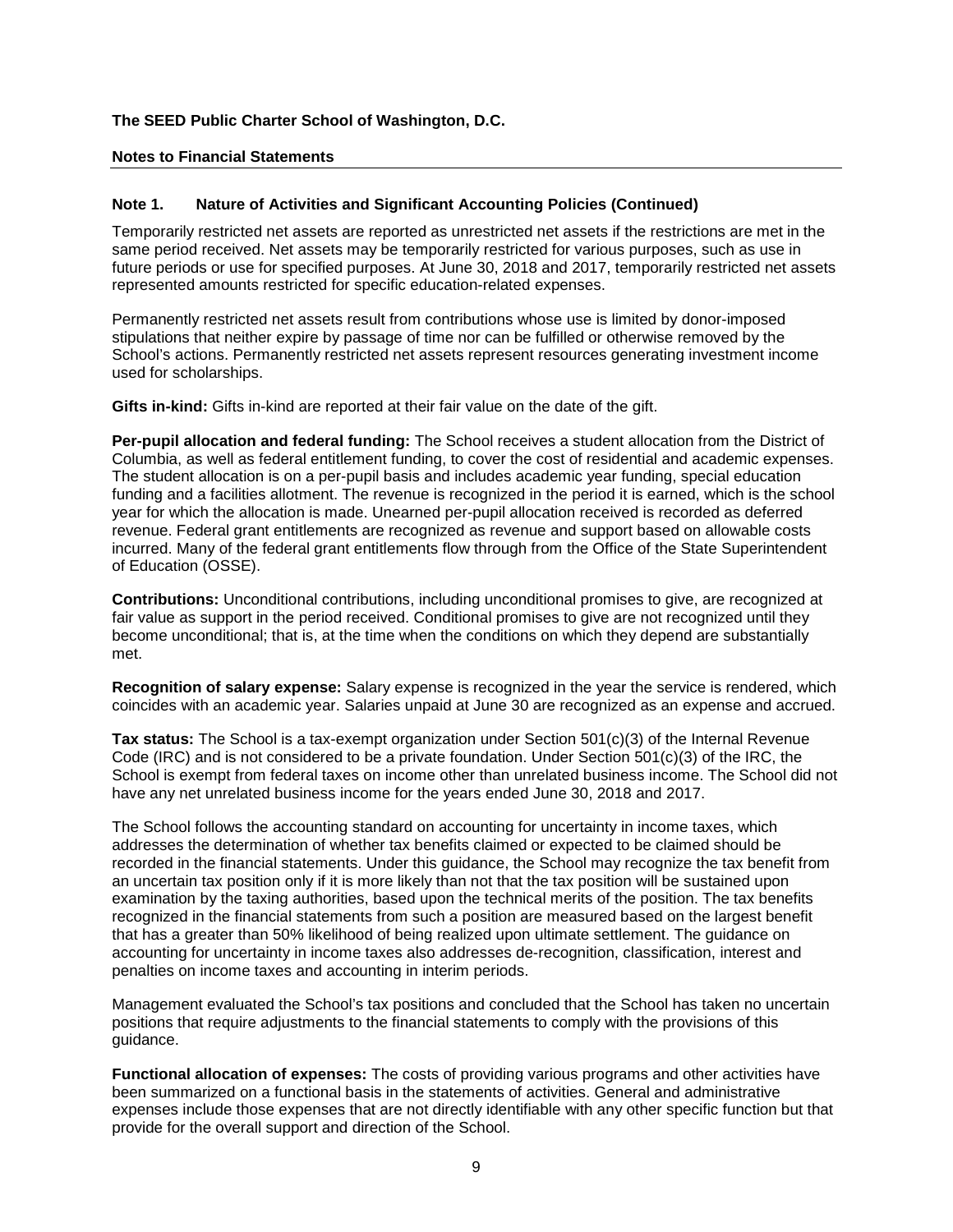**The SEED Public Charter School of Washington, D.C.**

**Notes to Financial Statements**

### Note 1. Nature of Activities and Significant Accounting Policies (Continued)

Temporarily restricted net assets are reported as unrestricted net assets if the restrictions are met in the same period received. Net assets may be temporarily restricted for various purposes, such as use in future periods or use for specified purposes. At June 30, 2018 and 2017, temporarily restricted net assets represented amounts restricted for specific education-related expenses.

Permanently restricted net assets result from contributions whose use is limited by donor-imposed stipulations that neither expire by passage of time nor can be fulfilled or otherwise removed by the School's actions. Permanently restricted net assets represent resources generating investment income used for scholarships.

**Gifts in-kind:** Gifts in-kind are reported at their fair value on the date of the gift.

**Per-pupil allocation and federal funding:** The School receives a student allocation from the District of Columbia, as well as federal entitlement funding, to cover the cost of residential and academic expenses. The student allocation is on a per-pupil basis and includes academic year funding, special education funding and a facilities allotment. The revenue is recognized in the period it is earned, which is the school year for which the allocation is made. Unearned per-pupil allocation received is recorded as deferred revenue. Federal grant entitlements are recognized as revenue and support based on allowable costs incurred. Many of the federal grant entitlements flow through from the Office of the State Superintendent of Education (OSSE).

**Contributions:** Unconditional contributions, including unconditional promises to give, are recognized at fair value as support in the period received. Conditional promises to give are not recognized until they become unconditional; that is, at the time when the conditions on which they depend are substantially met.

**Recognition of salary expense:** Salary expense is recognized in the year the service is rendered, which coincides with an academic year. Salaries unpaid at June 30 are recognized as an expense and accrued.

**Tax status:** The School is a tax-exempt organization under Section 501(c)(3) of the Internal Revenue Code (IRC) and is not considered to be a private foundation. Under Section 501(c)(3) of the IRC, the School is exempt from federal taxes on income other than unrelated business income. The School did not have any net unrelated business income for the years ended June 30, 2018 and 2017.

The School follows the accounting standard on accounting for uncertainty in income taxes, which addresses the determination of whether tax benefits claimed or expected to be claimed should be recorded in the financial statements. Under this guidance, the School may recognize the tax benefit from an uncertain tax position only if it is more likely than not that the tax position will be sustained upon examination by the taxing authorities, based upon the technical merits of the position. The tax benefits recognized in the financial statements from such a position are measured based on the largest benefit that has a greater than 50% likelihood of being realized upon ultimate settlement. The guidance on accounting for uncertainty in income taxes also addresses de-recognition, classification, interest and penalties on income taxes and accounting in interim periods.

Management evaluated the School's tax positions and concluded that the School has taken no uncertain positions that require adjustments to the financial statements to comply with the provisions of this guidance.

**Functional allocation of expenses:** The costs of providing various programs and other activities have been summarized on a functional basis in the statements of activities. General and administrative expenses include those expenses that are not directly identifiable with any other specific function but that provide for the overall support and direction of the School.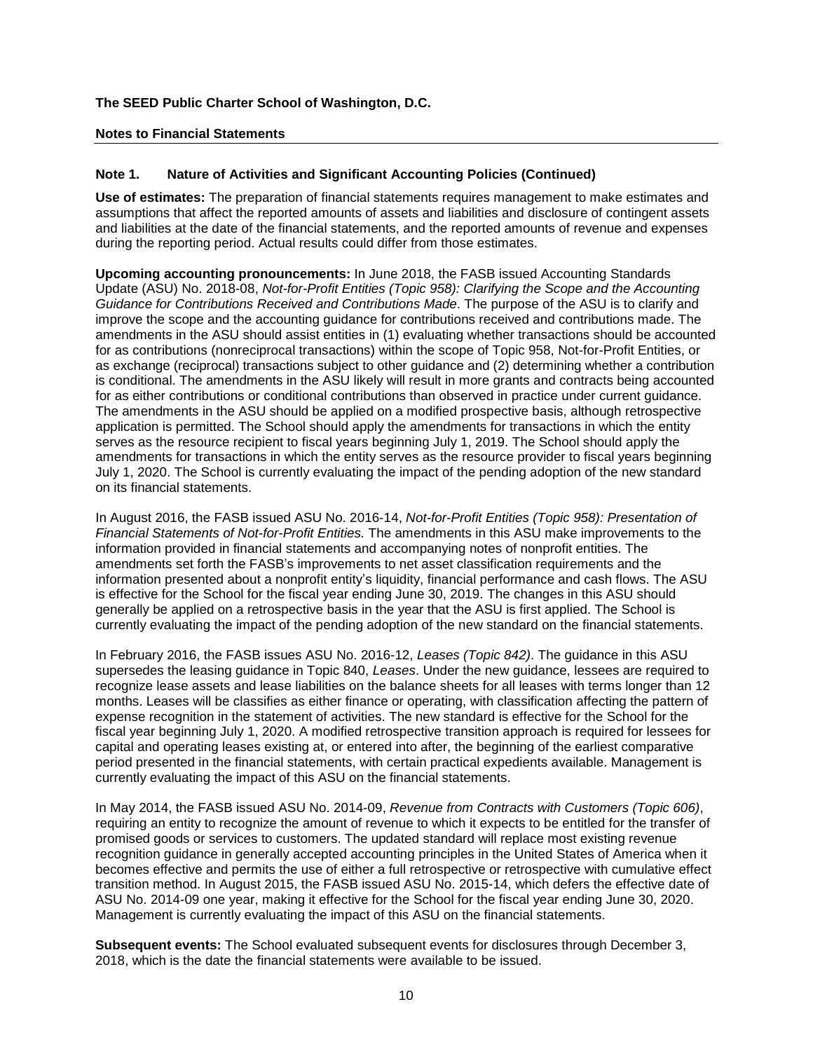**The SEED Public Charter School of Washington, D.C.**

**Notes to Financial Statements**

**Note 1. Nature of Activities and Significant Accounting Policies (Continued)**

**Use of estimates:** The preparation of financial statements requires management to make estimates and assumptions that affect the reported amounts of assets and liabilities and disclosure of contingent assets and liabilities at the date of the financial statements, and the reported amounts of revenue and expenses during the reporting period. Actual results could differ from those estimates.

**Upcoming accounting pronouncements:** In June 2018, the FASB issued Accounting Standards Update (ASU) No. 2018-08, *Not-for-Profit Entities (Topic 958): Clarifying the Scope and the Accounting Guidance for Contributions Received and Contributions Made*. The purpose of the ASU is to clarify and improve the scope and the accounting guidance for contributions received and contributions made. The amendments in the ASU should assist entities in (1) evaluating whether transactions should be accounted for as contributions (nonreciprocal transactions) within the scope of Topic 958, Not-for-Profit Entities, or as exchange (reciprocal) transactions subject to other guidance and (2) determining whether a contribution is conditional. The amendments in the ASU likely will result in more grants and contracts being accounted for as either contributions or conditional contributions than observed in practice under current guidance. The amendments in the ASU should be applied on a modified prospective basis, although retrospective application is permitted. The School should apply the amendments for transactions in which the entity serves as the resource recipient to fiscal years beginning July 1, 2019. The School should apply the amendments for transactions in which the entity serves as the resource provider to fiscal years beginning July 1, 2020. The School is currently evaluating the impact of the pending adoption of the new standard on its financial statements.

In August 2016, the FASB issued ASU No. 2016-14, *Not-for-Profit Entities (Topic 958): Presentation of Financial Statements of Not-for-Profit Entities.* The amendments in this ASU make improvements to the information provided in financial statements and accompanying notes of nonprofit entities. The amendments set forth the FASB's improvements to net asset classification requirements and the information presented about a nonprofit entity's liquidity, financial performance and cash flows. The ASU is effective for the School for the fiscal year ending June 30, 2019. The changes in this ASU should generally be applied on a retrospective basis in the year that the ASU is first applied. The School is currently evaluating the impact of the pending adoption of the new standard on the financial statements.

In February 2016, the FASB issues ASU No. 2016-12, *Leases (Topic 842)*. The guidance in this ASU supersedes the leasing guidance in Topic 840, *Leases*. Under the new guidance, lessees are required to recognize lease assets and lease liabilities on the balance sheets for all leases with terms longer than 12 months. Leases will be classifies as either finance or operating, with classification affecting the pattern of expense recognition in the statement of activities. The new standard is effective for the School for the fiscal year beginning July 1, 2020. A modified retrospective transition approach is required for lessees for capital and operating leases existing at, or entered into after, the beginning of the earliest comparative period presented in the financial statements, with certain practical expedients available. Management is currently evaluating the impact of this ASU on the financial statements.

In May 2014, the FASB issued ASU No. 2014-09, *Revenue from Contracts with Customers (Topic 606)*, requiring an entity to recognize the amount of revenue to which it expects to be entitled for the transfer of promised goods or services to customers. The updated standard will replace most existing revenue recognition guidance in generally accepted accounting principles in the United States of America when it becomes effective and permits the use of either a full retrospective or retrospective with cumulative effect transition method. In August 2015, the FASB issued ASU No. 2015-14, which defers the effective date of ASU No. 2014-09 one year, making it effective for the School for the fiscal year ending June 30, 2020. Management is currently evaluating the impact of this ASU on the financial statements.

**Subsequent events:** The School evaluated subsequent events for disclosures through December 3, 2018, which is the date the financial statements were available to be issued.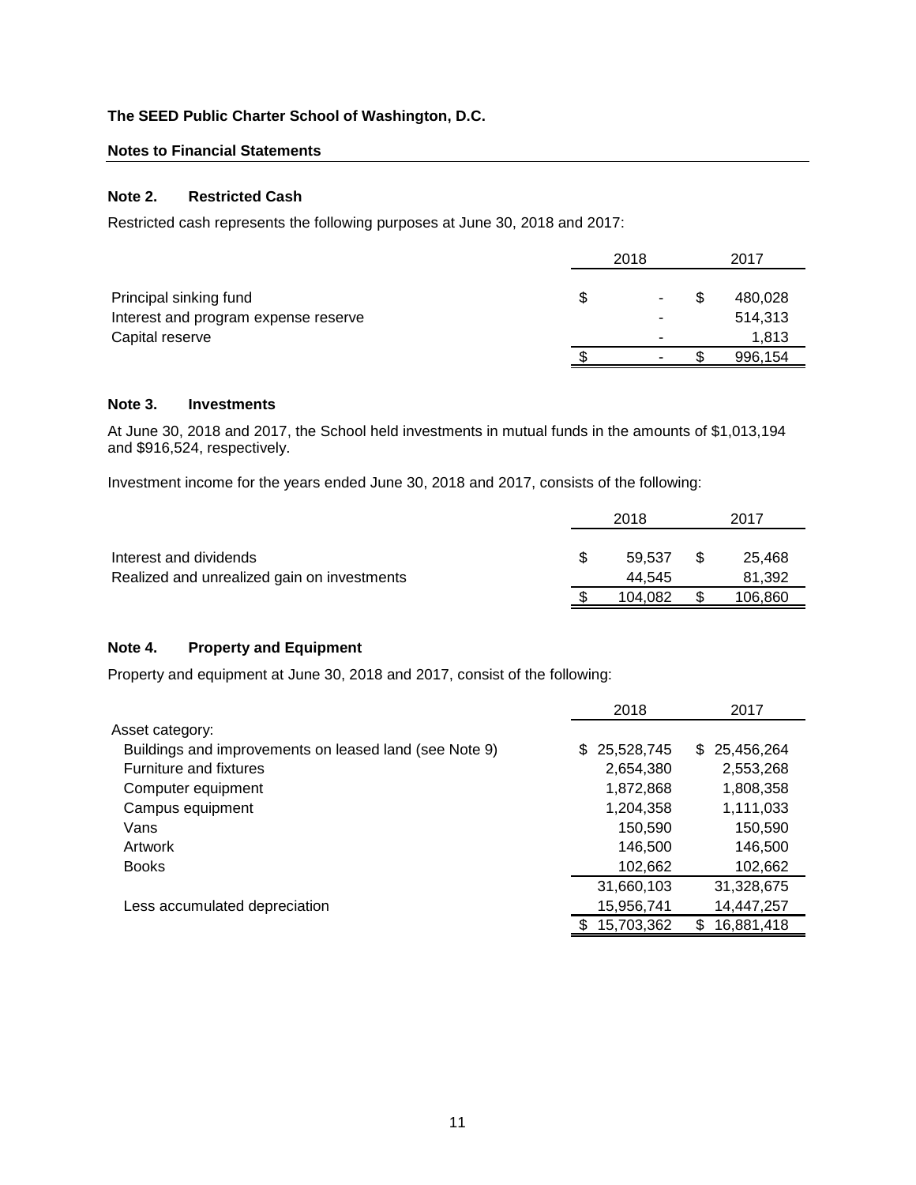**The SEED Public Charter School of Washington, D.C.**

**Notes to Financial Statements**

**Note 2. Restricted Cash**

Restricted cash represents the following purposes at June 30, 2018 and 2017:

| | 2018 | 2017 |
|---|---|---|
| Principal sinking fund | $ - | $ 480,028 |
| Interest and program expense reserve | - | 514,313 |
| Capital reserve | - | 1,813 |
| | $ - | $ 996,154 |

**Note 3. Investments**

At June 30, 2018 and 2017, the School held investments in mutual funds in the amounts of $1,013,194 and $916,524, respectively.

Investment income for the years ended June 30, 2018 and 2017, consists of the following:

| | 2018 | 2017 |
|---|---|---|
| Interest and dividends | $ 59,537 | $ 25,468 |
| Realized and unrealized gain on investments | 44,545 | 81,392 |
| | $ 104,082 | $ 106,860 |

**Note 4. Property and Equipment**

Property and equipment at June 30, 2018 and 2017, consist of the following:

| | 2018 | 2017 |
|---|---|---|
| Asset category: | | |
| Buildings and improvements on leased land (see Note 9) | $ 25,528,745 | $ 25,456,264 |
| Furniture and fixtures | 2,654,380 | 2,553,268 |
| Computer equipment | 1,872,868 | 1,808,358 |
| Campus equipment | 1,204,358 | 1,111,033 |
| Vans | 150,590 | 150,590 |
| Artwork | 146,500 | 146,500 |
| Books | 102,662 | 102,662 |
| | 31,660,103 | 31,328,675 |
| Less accumulated depreciation | 15,956,741 | 14,447,257 |
| | $ 15,703,362 | $ 16,881,418 |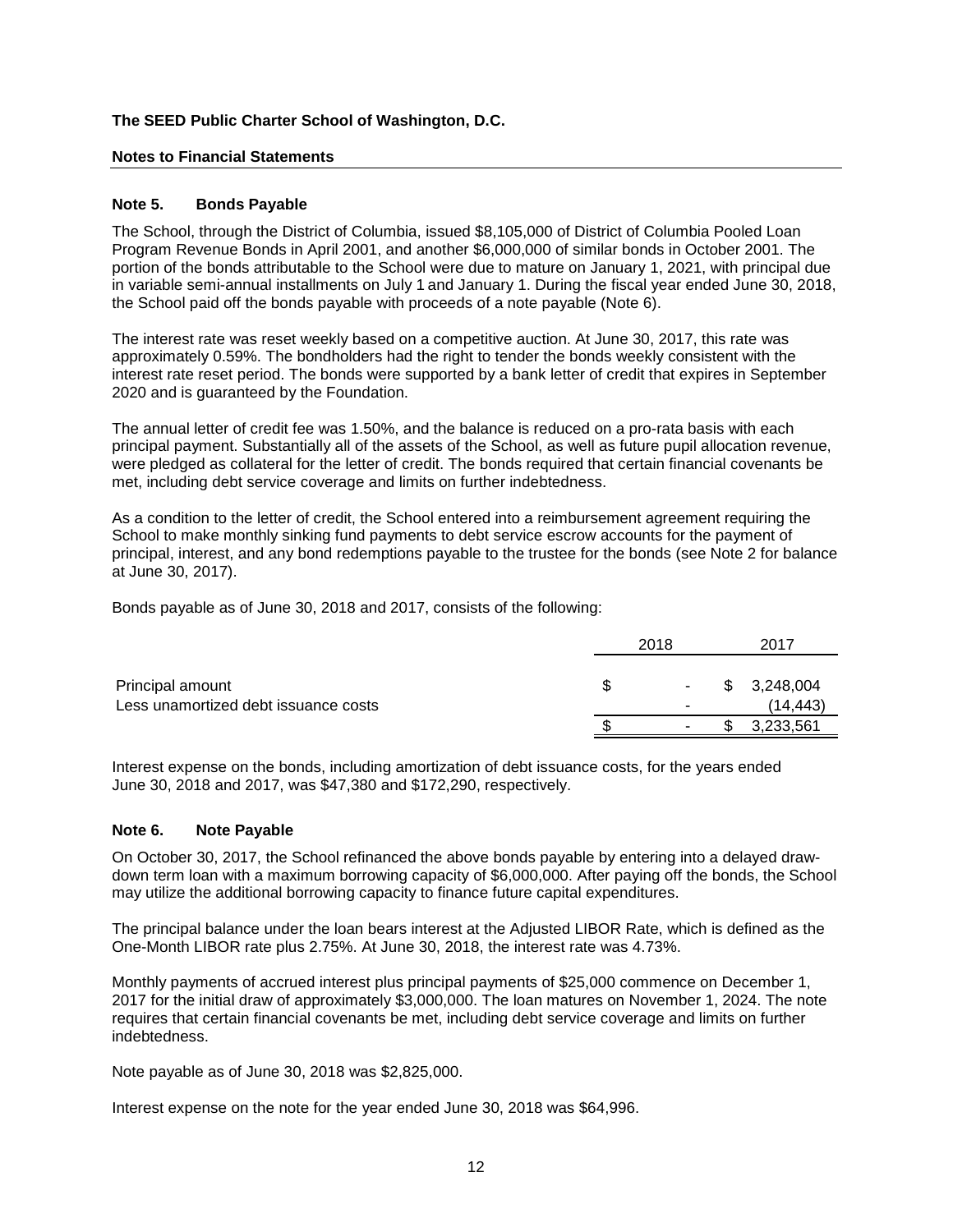**The SEED Public Charter School of Washington, D.C.**

**Notes to Financial Statements**

### Note 5. Bonds Payable

The School, through the District of Columbia, issued $8,105,000 of District of Columbia Pooled Loan Program Revenue Bonds in April 2001, and another $6,000,000 of similar bonds in October 2001. The portion of the bonds attributable to the School were due to mature on January 1, 2021, with principal due in variable semi-annual installments on July 1 and January 1. During the fiscal year ended June 30, 2018, the School paid off the bonds payable with proceeds of a note payable (Note 6).

The interest rate was reset weekly based on a competitive auction. At June 30, 2017, this rate was approximately 0.59%. The bondholders had the right to tender the bonds weekly consistent with the interest rate reset period. The bonds were supported by a bank letter of credit that expires in September 2020 and is guaranteed by the Foundation.

The annual letter of credit fee was 1.50%, and the balance is reduced on a pro-rata basis with each principal payment. Substantially all of the assets of the School, as well as future pupil allocation revenue, were pledged as collateral for the letter of credit. The bonds required that certain financial covenants be met, including debt service coverage and limits on further indebtedness.

As a condition to the letter of credit, the School entered into a reimbursement agreement requiring the School to make monthly sinking fund payments to debt service escrow accounts for the payment of principal, interest, and any bond redemptions payable to the trustee for the bonds (see Note 2 for balance at June 30, 2017).

Bonds payable as of June 30, 2018 and 2017, consists of the following:

| | 2018 | 2017 |
|---|---|---|
| Principal amount | $ - | $ 3,248,004 |
| Less unamortized debt issuance costs | - | (14,443) |
| | $ - | $ 3,233,561 |

Interest expense on the bonds, including amortization of debt issuance costs, for the years ended June 30, 2018 and 2017, was $47,380 and $172,290, respectively.

### Note 6. Note Payable

On October 30, 2017, the School refinanced the above bonds payable by entering into a delayed draw-down term loan with a maximum borrowing capacity of $6,000,000. After paying off the bonds, the School may utilize the additional borrowing capacity to finance future capital expenditures.

The principal balance under the loan bears interest at the Adjusted LIBOR Rate, which is defined as the One-Month LIBOR rate plus 2.75%. At June 30, 2018, the interest rate was 4.73%.

Monthly payments of accrued interest plus principal payments of $25,000 commence on December 1, 2017 for the initial draw of approximately $3,000,000. The loan matures on November 1, 2024. The note requires that certain financial covenants be met, including debt service coverage and limits on further indebtedness.

Note payable as of June 30, 2018 was $2,825,000.

Interest expense on the note for the year ended June 30, 2018 was $64,996.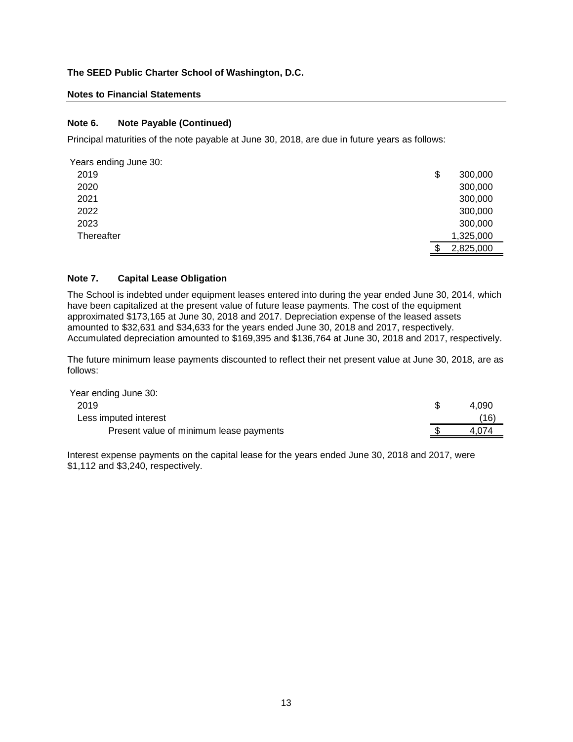**The SEED Public Charter School of Washington, D.C.**

**Notes to Financial Statements**

## Note 6. Note Payable (Continued)

Principal maturities of the note payable at June 30, 2018, are due in future years as follows:

| | |
|---|---|
| Years ending June 30: | |
| 2019 | $ 300,000 |
| 2020 | 300,000 |
| 2021 | 300,000 |
| 2022 | 300,000 |
| 2023 | 300,000 |
| Thereafter | 1,325,000 |
| | $ 2,825,000 |

## Note 7. Capital Lease Obligation

The School is indebted under equipment leases entered into during the year ended June 30, 2014, which have been capitalized at the present value of future lease payments. The cost of the equipment approximated $173,165 at June 30, 2018 and 2017. Depreciation expense of the leased assets amounted to $32,631 and $34,633 for the years ended June 30, 2018 and 2017, respectively. Accumulated depreciation amounted to $169,395 and $136,764 at June 30, 2018 and 2017, respectively.

The future minimum lease payments discounted to reflect their net present value at June 30, 2018, are as follows:

| | |
|---|---|
| Year ending June 30: | |
| 2019 | $ 4,090 |
| Less imputed interest | (16) |
| Present value of minimum lease payments | $ 4,074 |

Interest expense payments on the capital lease for the years ended June 30, 2018 and 2017, were $1,112 and $3,240, respectively.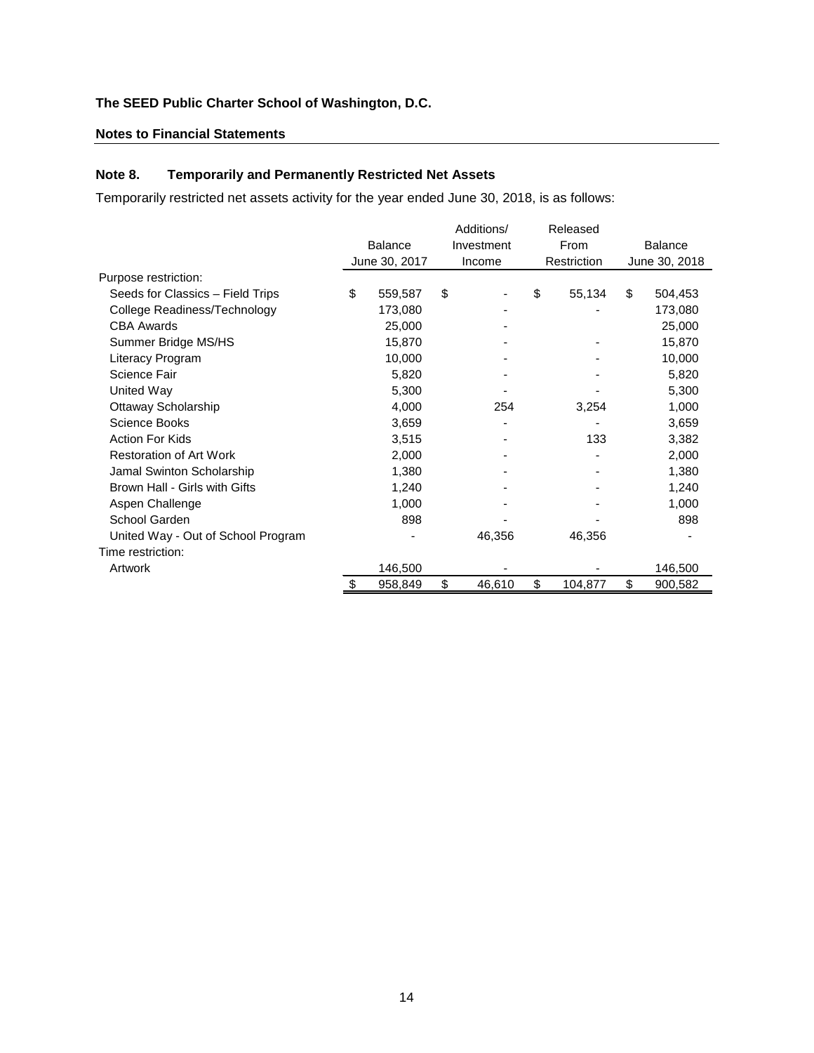**The SEED Public Charter School of Washington, D.C.**

**Notes to Financial Statements**

## Note 8. Temporarily and Permanently Restricted Net Assets

Temporarily restricted net assets activity for the year ended June 30, 2018, is as follows:

| | Balance June 30, 2017 | Additions/ Investment Income | Released From Restriction | Balance June 30, 2018 |
|---|---|---|---|---|
| Purpose restriction: | | | | |
| Seeds for Classics – Field Trips | $ 559,587 | $ - | $ 55,134 | $ 504,453 |
| College Readiness/Technology | 173,080 | - | - | 173,080 |
| CBA Awards | 25,000 | - | - | 25,000 |
| Summer Bridge MS/HS | 15,870 | - | - | 15,870 |
| Literacy Program | 10,000 | - | - | 10,000 |
| Science Fair | 5,820 | - | - | 5,820 |
| United Way | 5,300 | - | - | 5,300 |
| Ottaway Scholarship | 4,000 | 254 | 3,254 | 1,000 |
| Science Books | 3,659 | - | - | 3,659 |
| Action For Kids | 3,515 | - | 133 | 3,382 |
| Restoration of Art Work | 2,000 | - | - | 2,000 |
| Jamal Swinton Scholarship | 1,380 | - | - | 1,380 |
| Brown Hall - Girls with Gifts | 1,240 | - | - | 1,240 |
| Aspen Challenge | 1,000 | - | - | 1,000 |
| School Garden | 898 | - | - | 898 |
| United Way - Out of School Program | - | 46,356 | 46,356 | - |
| Time restriction: | | | | |
| Artwork | 146,500 | - | - | 146,500 |
| | $ 958,849 | $ 46,610 | $ 104,877 | $ 900,582 |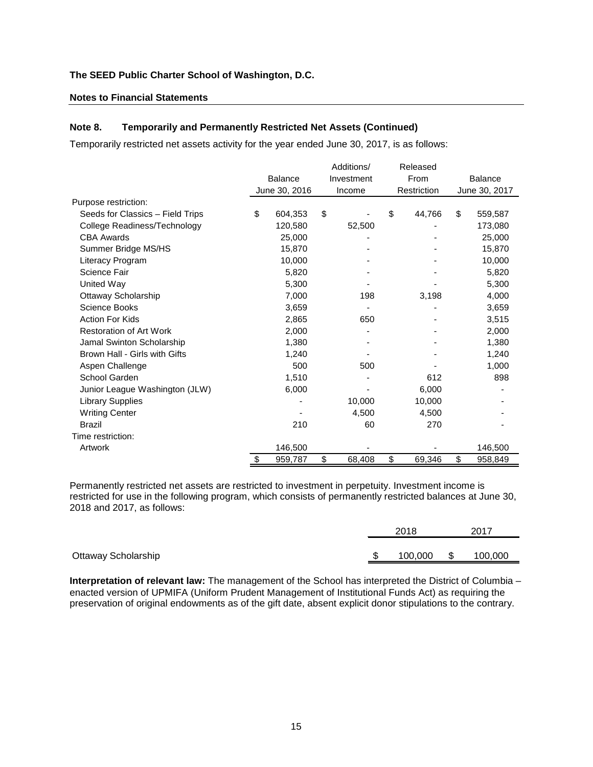**The SEED Public Charter School of Washington, D.C.**

**Notes to Financial Statements**

### Note 8. Temporarily and Permanently Restricted Net Assets (Continued)

Temporarily restricted net assets activity for the year ended June 30, 2017, is as follows:

| | Balance June 30, 2016 | Additions/ Investment Income | Released From Restriction | Balance June 30, 2017 |
|---|---|---|---|---|
| Purpose restriction: | | | | |
| Seeds for Classics – Field Trips | $ 604,353 | $ - | $ 44,766 | $ 559,587 |
| College Readiness/Technology | 120,580 | 52,500 | - | 173,080 |
| CBA Awards | 25,000 | - | - | 25,000 |
| Summer Bridge MS/HS | 15,870 | - | - | 15,870 |
| Literacy Program | 10,000 | - | - | 10,000 |
| Science Fair | 5,820 | - | - | 5,820 |
| United Way | 5,300 | - | - | 5,300 |
| Ottaway Scholarship | 7,000 | 198 | 3,198 | 4,000 |
| Science Books | 3,659 | - | - | 3,659 |
| Action For Kids | 2,865 | 650 | - | 3,515 |
| Restoration of Art Work | 2,000 | - | - | 2,000 |
| Jamal Swinton Scholarship | 1,380 | - | - | 1,380 |
| Brown Hall - Girls with Gifts | 1,240 | - | - | 1,240 |
| Aspen Challenge | 500 | 500 | - | 1,000 |
| School Garden | 1,510 | - | 612 | 898 |
| Junior League Washington (JLW) | 6,000 | - | 6,000 | - |
| Library Supplies | - | 10,000 | 10,000 | - |
| Writing Center | - | 4,500 | 4,500 | - |
| Brazil | 210 | 60 | 270 | - |
| Time restriction: | | | | |
| Artwork | 146,500 | - | - | 146,500 |
| | $ 959,787 | $ 68,408 | $ 69,346 | $ 958,849 |

Permanently restricted net assets are restricted to investment in perpetuity. Investment income is restricted for use in the following program, which consists of permanently restricted balances at June 30, 2018 and 2017, as follows:

| | 2018 | 2017 |
|---|---|---|
| Ottaway Scholarship | $ 100,000 | $ 100,000 |

**Interpretation of relevant law:** The management of the School has interpreted the District of Columbia – enacted version of UPMIFA (Uniform Prudent Management of Institutional Funds Act) as requiring the preservation of original endowments as of the gift date, absent explicit donor stipulations to the contrary.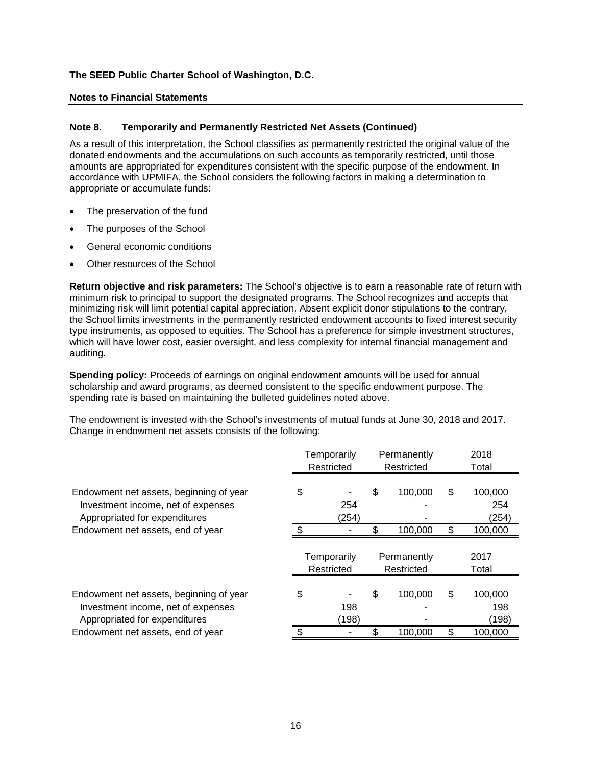**The SEED Public Charter School of Washington, D.C.**

**Notes to Financial Statements**

### Note 8. Temporarily and Permanently Restricted Net Assets (Continued)

As a result of this interpretation, the School classifies as permanently restricted the original value of the donated endowments and the accumulations on such accounts as temporarily restricted, until those amounts are appropriated for expenditures consistent with the specific purpose of the endowment. In accordance with UPMIFA, the School considers the following factors in making a determination to appropriate or accumulate funds:

- The preservation of the fund
- The purposes of the School
- General economic conditions
- Other resources of the School

**Return objective and risk parameters:** The School's objective is to earn a reasonable rate of return with minimum risk to principal to support the designated programs. The School recognizes and accepts that minimizing risk will limit potential capital appreciation. Absent explicit donor stipulations to the contrary, the School limits investments in the permanently restricted endowment accounts to fixed interest security type instruments, as opposed to equities. The School has a preference for simple investment structures, which will have lower cost, easier oversight, and less complexity for internal financial management and auditing.

**Spending policy:** Proceeds of earnings on original endowment amounts will be used for annual scholarship and award programs, as deemed consistent to the specific endowment purpose. The spending rate is based on maintaining the bulleted guidelines noted above.

The endowment is invested with the School's investments of mutual funds at June 30, 2018 and 2017. Change in endowment net assets consists of the following:

| | Temporarily Restricted | Permanently Restricted | 2018 Total |
|---|---|---|---|
| Endowment net assets, beginning of year | $ - | $ 100,000 | $ 100,000 |
| Investment income, net of expenses | 254 | - | 254 |
| Appropriated for expenditures | (254) | - | (254) |
| Endowment net assets, end of year | $ - | $ 100,000 | $ 100,000 |

| | Temporarily Restricted | Permanently Restricted | 2017 Total |
|---|---|---|---|
| Endowment net assets, beginning of year | $ - | $ 100,000 | $ 100,000 |
| Investment income, net of expenses | 198 | - | 198 |
| Appropriated for expenditures | (198) | - | (198) |
| Endowment net assets, end of year | $ - | $ 100,000 | $ 100,000 |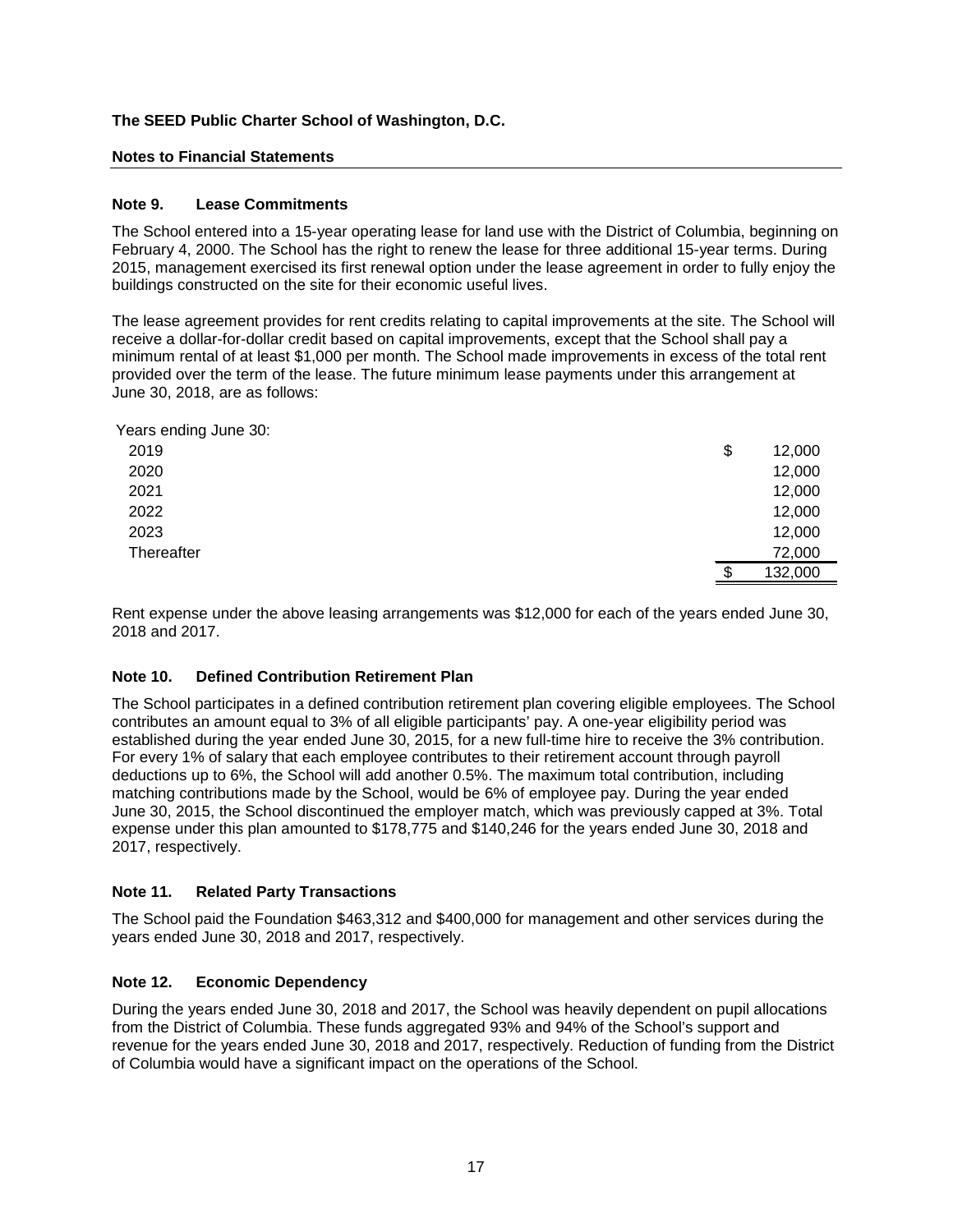**The SEED Public Charter School of Washington, D.C.**

**Notes to Financial Statements**

## Note 9. Lease Commitments

The School entered into a 15-year operating lease for land use with the District of Columbia, beginning on February 4, 2000. The School has the right to renew the lease for three additional 15-year terms. During 2015, management exercised its first renewal option under the lease agreement in order to fully enjoy the buildings constructed on the site for their economic useful lives.

The lease agreement provides for rent credits relating to capital improvements at the site. The School will receive a dollar-for-dollar credit based on capital improvements, except that the School shall pay a minimum rental of at least $1,000 per month. The School made improvements in excess of the total rent provided over the term of the lease. The future minimum lease payments under this arrangement at June 30, 2018, are as follows:

| | |
|---|---|
| Years ending June 30: | |
| 2019 | $ 12,000 |
| 2020 | 12,000 |
| 2021 | 12,000 |
| 2022 | 12,000 |
| 2023 | 12,000 |
| Thereafter | 72,000 |
| | $ 132,000 |

Rent expense under the above leasing arrangements was $12,000 for each of the years ended June 30, 2018 and 2017.

## Note 10. Defined Contribution Retirement Plan

The School participates in a defined contribution retirement plan covering eligible employees. The School contributes an amount equal to 3% of all eligible participants' pay. A one-year eligibility period was established during the year ended June 30, 2015, for a new full-time hire to receive the 3% contribution. For every 1% of salary that each employee contributes to their retirement account through payroll deductions up to 6%, the School will add another 0.5%. The maximum total contribution, including matching contributions made by the School, would be 6% of employee pay. During the year ended June 30, 2015, the School discontinued the employer match, which was previously capped at 3%. Total expense under this plan amounted to $178,775 and $140,246 for the years ended June 30, 2018 and 2017, respectively.

## Note 11. Related Party Transactions

The School paid the Foundation $463,312 and $400,000 for management and other services during the years ended June 30, 2018 and 2017, respectively.

## Note 12. Economic Dependency

During the years ended June 30, 2018 and 2017, the School was heavily dependent on pupil allocations from the District of Columbia. These funds aggregated 93% and 94% of the School's support and revenue for the years ended June 30, 2018 and 2017, respectively. Reduction of funding from the District of Columbia would have a significant impact on the operations of the School.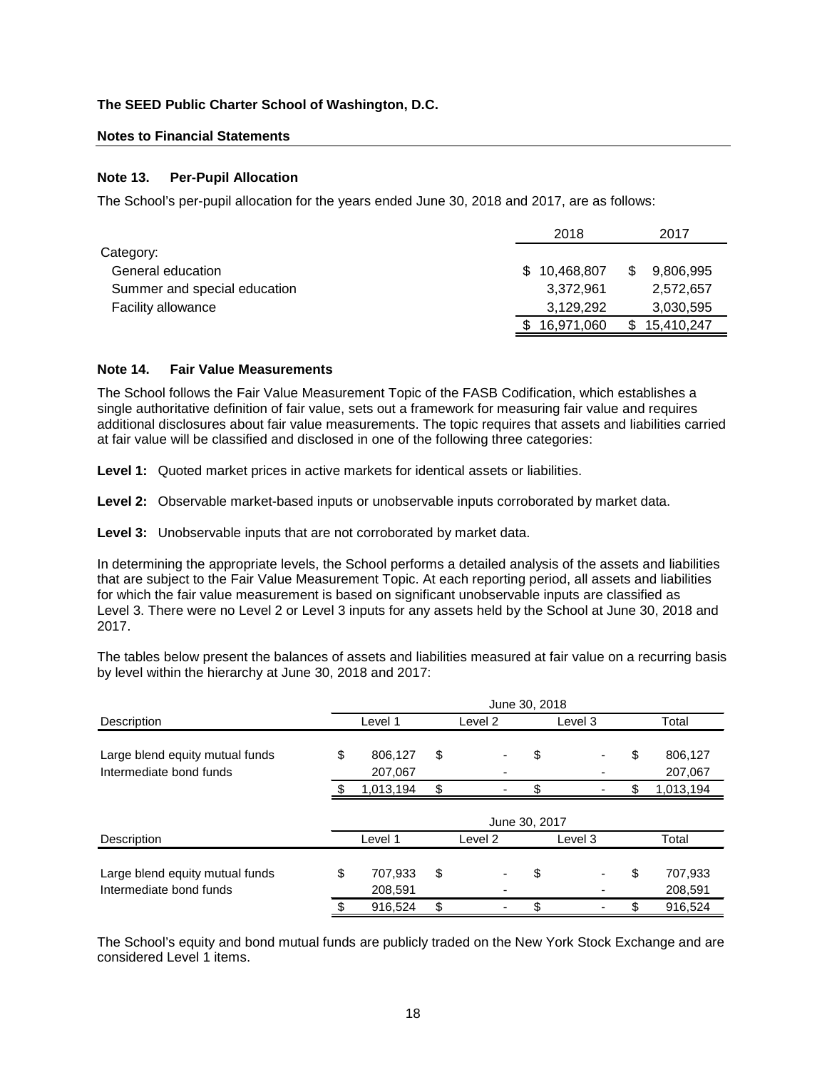**The SEED Public Charter School of Washington, D.C.**

**Notes to Financial Statements**

### Note 13. Per-Pupil Allocation

The School's per-pupil allocation for the years ended June 30, 2018 and 2017, are as follows:

| | 2018 | 2017 |
|---|---|---|
| Category: | | |
| General education | $ 10,468,807 | $ 9,806,995 |
| Summer and special education | 3,372,961 | 2,572,657 |
| Facility allowance | 3,129,292 | 3,030,595 |
| | $ 16,971,060 | $ 15,410,247 |

### Note 14. Fair Value Measurements

The School follows the Fair Value Measurement Topic of the FASB Codification, which establishes a single authoritative definition of fair value, sets out a framework for measuring fair value and requires additional disclosures about fair value measurements. The topic requires that assets and liabilities carried at fair value will be classified and disclosed in one of the following three categories:

**Level 1:** Quoted market prices in active markets for identical assets or liabilities.

**Level 2:** Observable market-based inputs or unobservable inputs corroborated by market data.

**Level 3:** Unobservable inputs that are not corroborated by market data.

In determining the appropriate levels, the School performs a detailed analysis of the assets and liabilities that are subject to the Fair Value Measurement Topic. At each reporting period, all assets and liabilities for which the fair value measurement is based on significant unobservable inputs are classified as Level 3. There were no Level 2 or Level 3 inputs for any assets held by the School at June 30, 2018 and 2017.

The tables below present the balances of assets and liabilities measured at fair value on a recurring basis by level within the hierarchy at June 30, 2018 and 2017:

| | June 30, 2018 | | | |
|---|---|---|---|---|
| Description | Level 1 | Level 2 | Level 3 | Total |
| Large blend equity mutual funds | $ 806,127 | $ - | $ - | $ 806,127 |
| Intermediate bond funds | 207,067 | - | - | 207,067 |
| | $ 1,013,194 | $ - | $ - | $ 1,013,194 |

| | June 30, 2017 | | | |
|---|---|---|---|---|
| Description | Level 1 | Level 2 | Level 3 | Total |
| Large blend equity mutual funds | $ 707,933 | $ - | $ - | $ 707,933 |
| Intermediate bond funds | 208,591 | - | - | 208,591 |
| | $ 916,524 | $ - | $ - | $ 916,524 |

The School's equity and bond mutual funds are publicly traded on the New York Stock Exchange and are considered Level 1 items.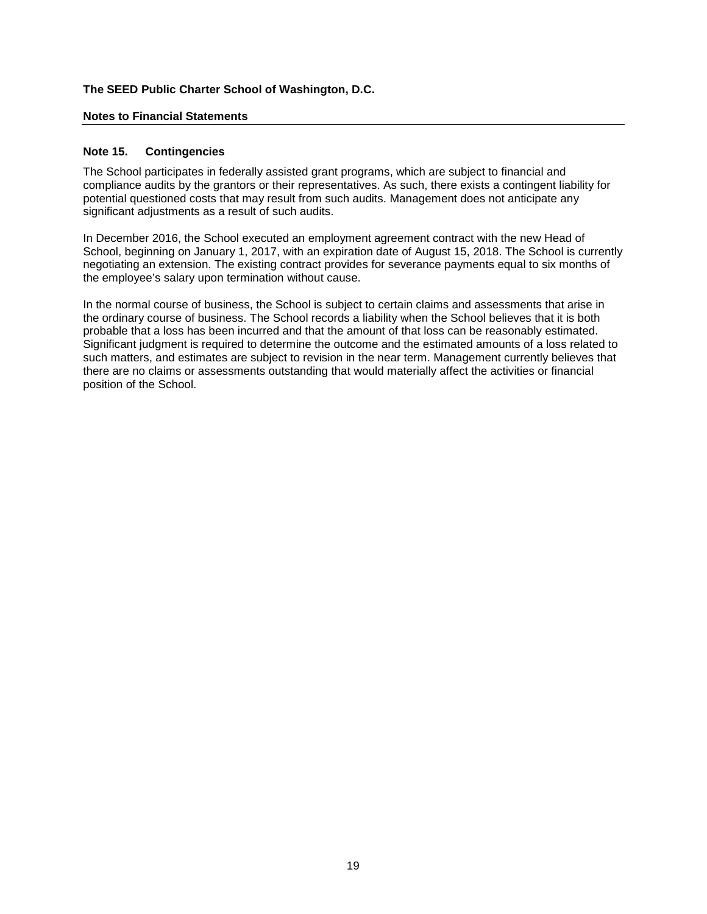**The SEED Public Charter School of Washington, D.C.**

**Notes to Financial Statements**

## Note 15. Contingencies

The School participates in federally assisted grant programs, which are subject to financial and compliance audits by the grantors or their representatives. As such, there exists a contingent liability for potential questioned costs that may result from such audits. Management does not anticipate any significant adjustments as a result of such audits.

In December 2016, the School executed an employment agreement contract with the new Head of School, beginning on January 1, 2017, with an expiration date of August 15, 2018. The School is currently negotiating an extension. The existing contract provides for severance payments equal to six months of the employee's salary upon termination without cause.

In the normal course of business, the School is subject to certain claims and assessments that arise in the ordinary course of business. The School records a liability when the School believes that it is both probable that a loss has been incurred and that the amount of that loss can be reasonably estimated. Significant judgment is required to determine the outcome and the estimated amounts of a loss related to such matters, and estimates are subject to revision in the near term. Management currently believes that there are no claims or assessments outstanding that would materially affect the activities or financial position of the School.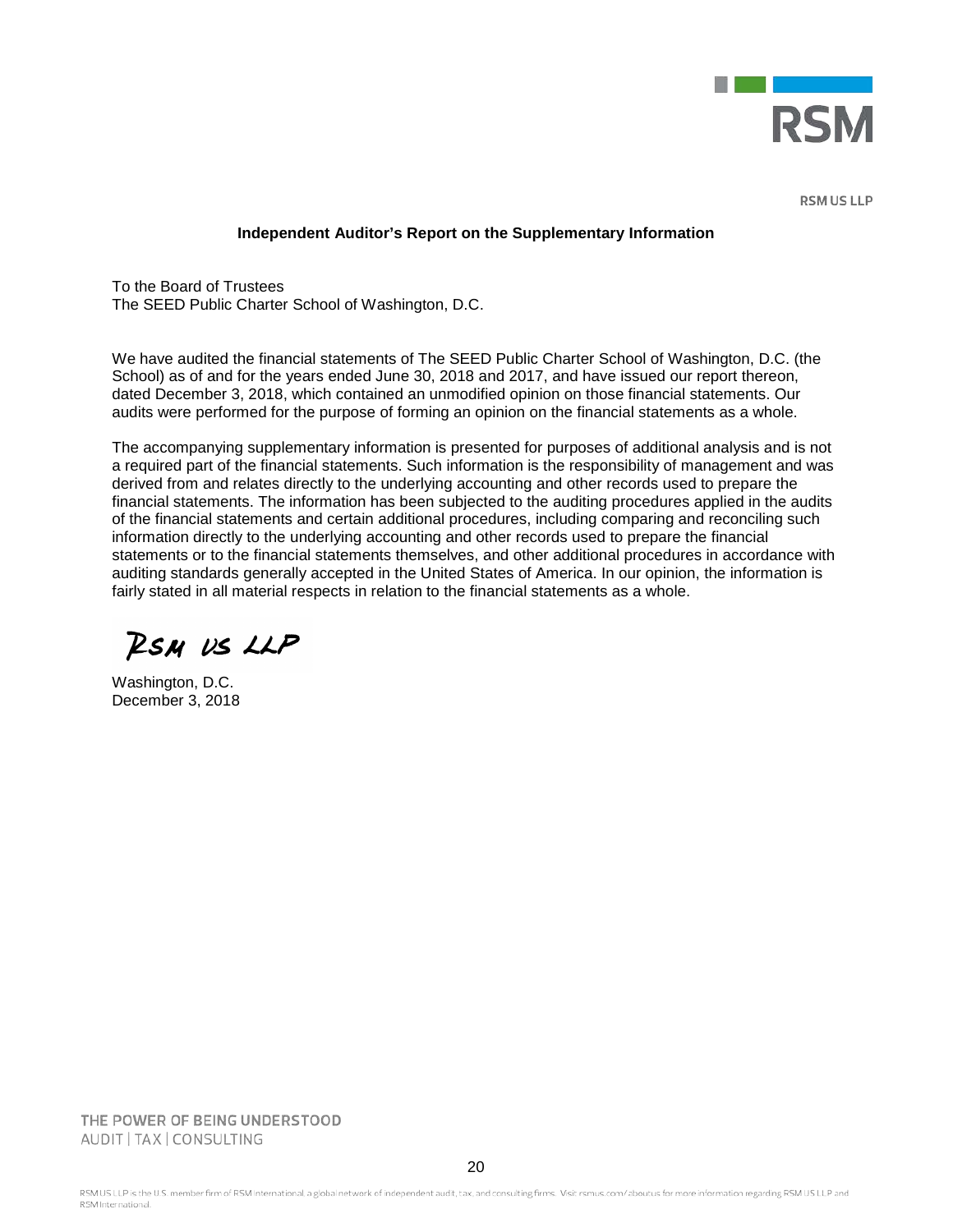RSM US LLP

## Independent Auditor's Report on the Supplementary Information

To the Board of Trustees
The SEED Public Charter School of Washington, D.C.

We have audited the financial statements of The SEED Public Charter School of Washington, D.C. (the School) as of and for the years ended June 30, 2018 and 2017, and have issued our report thereon, dated December 3, 2018, which contained an unmodified opinion on those financial statements. Our audits were performed for the purpose of forming an opinion on the financial statements as a whole.

The accompanying supplementary information is presented for purposes of additional analysis and is not a required part of the financial statements. Such information is the responsibility of management and was derived from and relates directly to the underlying accounting and other records used to prepare the financial statements. The information has been subjected to the auditing procedures applied in the audits of the financial statements and certain additional procedures, including comparing and reconciling such information directly to the underlying accounting and other records used to prepare the financial statements or to the financial statements themselves, and other additional procedures in accordance with auditing standards generally accepted in the United States of America. In our opinion, the information is fairly stated in all material respects in relation to the financial statements as a whole.

RSM US LLP

Washington, D.C.
December 3, 2018

THE POWER OF BEING UNDERSTOOD
AUDIT | TAX | CONSULTING

RSM US LLP is the U.S. member firm of RSM International, a global network of independent audit, tax, and consulting firms. Visit rsmus.com/aboutus for more information regarding RSM US LLP and RSM International.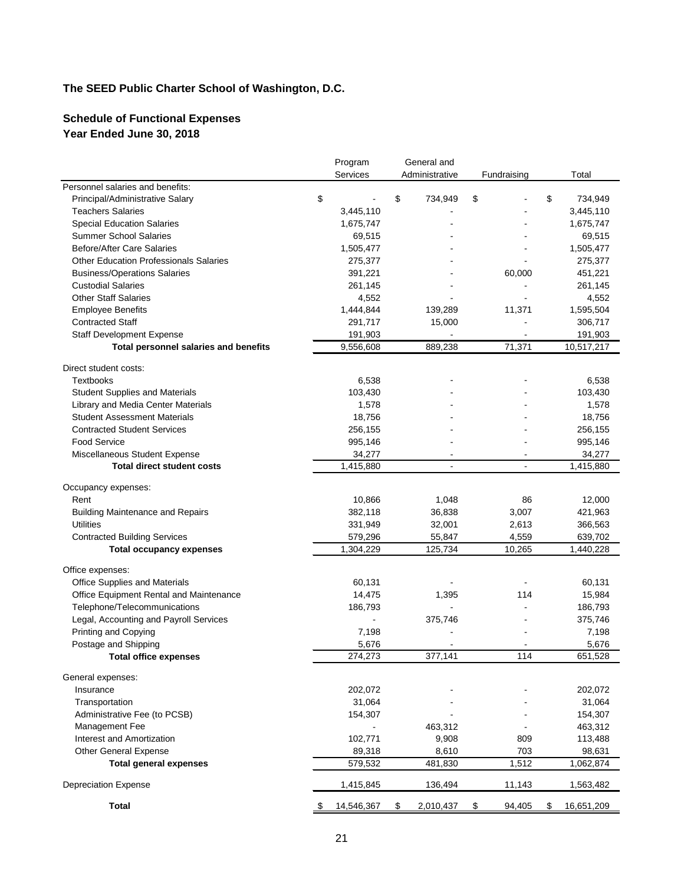## The SEED Public Charter School of Washington, D.C.

### Schedule of Functional Expenses
### Year Ended June 30, 2018

| | Program Services | General and Administrative | Fundraising | Total |
|---|---|---|---|---|
| Personnel salaries and benefits: | | | | |
| Principal/Administrative Salary | $ - | $ 734,949 | $ - | $ 734,949 |
| Teachers Salaries | 3,445,110 | - | - | 3,445,110 |
| Special Education Salaries | 1,675,747 | - | - | 1,675,747 |
| Summer School Salaries | 69,515 | - | - | 69,515 |
| Before/After Care Salaries | 1,505,477 | - | - | 1,505,477 |
| Other Education Professionals Salaries | 275,377 | - | - | 275,377 |
| Business/Operations Salaries | 391,221 | - | 60,000 | 451,221 |
| Custodial Salaries | 261,145 | - | - | 261,145 |
| Other Staff Salaries | 4,552 | - | - | 4,552 |
| Employee Benefits | 1,444,844 | 139,289 | 11,371 | 1,595,504 |
| Contracted Staff | 291,717 | 15,000 | - | 306,717 |
| Staff Development Expense | 191,903 | - | - | 191,903 |
| **Total personnel salaries and benefits** | 9,556,608 | 889,238 | 71,371 | 10,517,217 |
| Direct student costs: | | | | |
| Textbooks | 6,538 | - | - | 6,538 |
| Student Supplies and Materials | 103,430 | - | - | 103,430 |
| Library and Media Center Materials | 1,578 | - | - | 1,578 |
| Student Assessment Materials | 18,756 | - | - | 18,756 |
| Contracted Student Services | 256,155 | - | - | 256,155 |
| Food Service | 995,146 | - | - | 995,146 |
| Miscellaneous Student Expense | 34,277 | - | - | 34,277 |
| **Total direct student costs** | 1,415,880 | - | - | 1,415,880 |
| Occupancy expenses: | | | | |
| Rent | 10,866 | 1,048 | 86 | 12,000 |
| Building Maintenance and Repairs | 382,118 | 36,838 | 3,007 | 421,963 |
| Utilities | 331,949 | 32,001 | 2,613 | 366,563 |
| Contracted Building Services | 579,296 | 55,847 | 4,559 | 639,702 |
| **Total occupancy expenses** | 1,304,229 | 125,734 | 10,265 | 1,440,228 |
| Office expenses: | | | | |
| Office Supplies and Materials | 60,131 | - | - | 60,131 |
| Office Equipment Rental and Maintenance | 14,475 | 1,395 | 114 | 15,984 |
| Telephone/Telecommunications | 186,793 | - | - | 186,793 |
| Legal, Accounting and Payroll Services | - | 375,746 | - | 375,746 |
| Printing and Copying | 7,198 | - | - | 7,198 |
| Postage and Shipping | 5,676 | - | - | 5,676 |
| **Total office expenses** | 274,273 | 377,141 | 114 | 651,528 |
| General expenses: | | | | |
| Insurance | 202,072 | - | - | 202,072 |
| Transportation | 31,064 | - | - | 31,064 |
| Administrative Fee (to PCSB) | 154,307 | - | - | 154,307 |
| Management Fee | - | 463,312 | - | 463,312 |
| Interest and Amortization | 102,771 | 9,908 | 809 | 113,488 |
| Other General Expense | 89,318 | 8,610 | 703 | 98,631 |
| **Total general expenses** | 579,532 | 481,830 | 1,512 | 1,062,874 |
| Depreciation Expense | 1,415,845 | 136,494 | 11,143 | 1,563,482 |
| **Total** | $ 14,546,367 | $ 2,010,437 | $ 94,405 | $ 16,651,209 |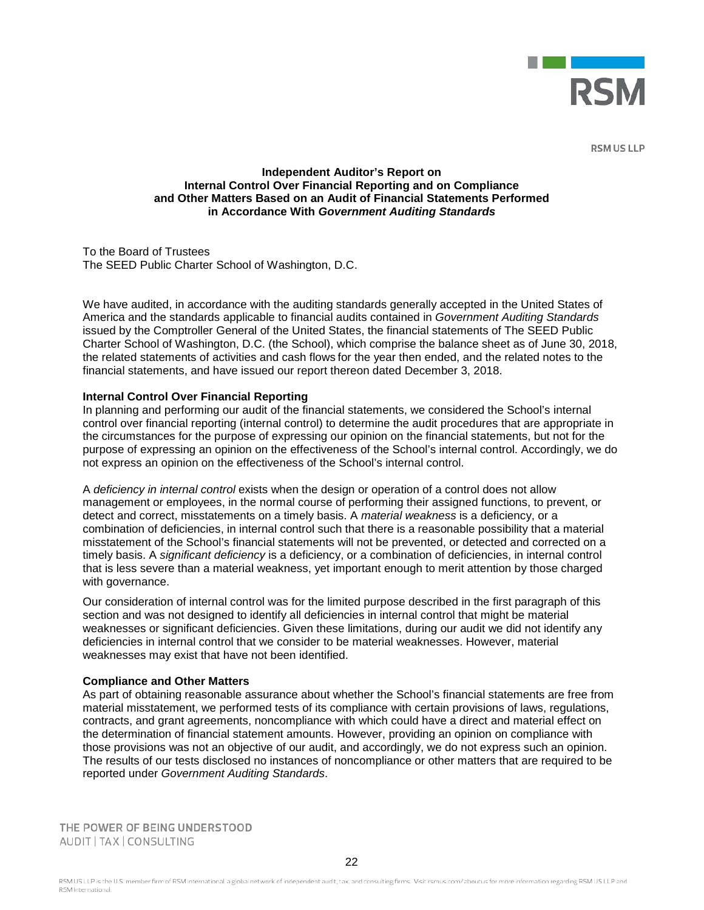RSM US LLP

**Independent Auditor's Report on
Internal Control Over Financial Reporting and on Compliance
and Other Matters Based on an Audit of Financial Statements Performed
in Accordance With *Government Auditing Standards***

To the Board of Trustees
The SEED Public Charter School of Washington, D.C.

We have audited, in accordance with the auditing standards generally accepted in the United States of America and the standards applicable to financial audits contained in *Government Auditing Standards* issued by the Comptroller General of the United States, the financial statements of The SEED Public Charter School of Washington, D.C. (the School), which comprise the balance sheet as of June 30, 2018, the related statements of activities and cash flows for the year then ended, and the related notes to the financial statements, and have issued our report thereon dated December 3, 2018.

**Internal Control Over Financial Reporting**

In planning and performing our audit of the financial statements, we considered the School's internal control over financial reporting (internal control) to determine the audit procedures that are appropriate in the circumstances for the purpose of expressing our opinion on the financial statements, but not for the purpose of expressing an opinion on the effectiveness of the School's internal control. Accordingly, we do not express an opinion on the effectiveness of the School's internal control.

A *deficiency in internal control* exists when the design or operation of a control does not allow management or employees, in the normal course of performing their assigned functions, to prevent, or detect and correct, misstatements on a timely basis. A *material weakness* is a deficiency, or a combination of deficiencies, in internal control such that there is a reasonable possibility that a material misstatement of the School's financial statements will not be prevented, or detected and corrected on a timely basis. A *significant deficiency* is a deficiency, or a combination of deficiencies, in internal control that is less severe than a material weakness, yet important enough to merit attention by those charged with governance.

Our consideration of internal control was for the limited purpose described in the first paragraph of this section and was not designed to identify all deficiencies in internal control that might be material weaknesses or significant deficiencies. Given these limitations, during our audit we did not identify any deficiencies in internal control that we consider to be material weaknesses. However, material weaknesses may exist that have not been identified.

**Compliance and Other Matters**

As part of obtaining reasonable assurance about whether the School's financial statements are free from material misstatement, we performed tests of its compliance with certain provisions of laws, regulations, contracts, and grant agreements, noncompliance with which could have a direct and material effect on the determination of financial statement amounts. However, providing an opinion on compliance with those provisions was not an objective of our audit, and accordingly, we do not express such an opinion. The results of our tests disclosed no instances of noncompliance or other matters that are required to be reported under *Government Auditing Standards*.

THE POWER OF BEING UNDERSTOOD
AUDIT | TAX | CONSULTING

RSM US LLP is the U.S. member firm of RSM International, a global network of independent audit, tax, and consulting firms. Visit rsmus.com/aboutus for more information regarding RSM US LLP and RSM International.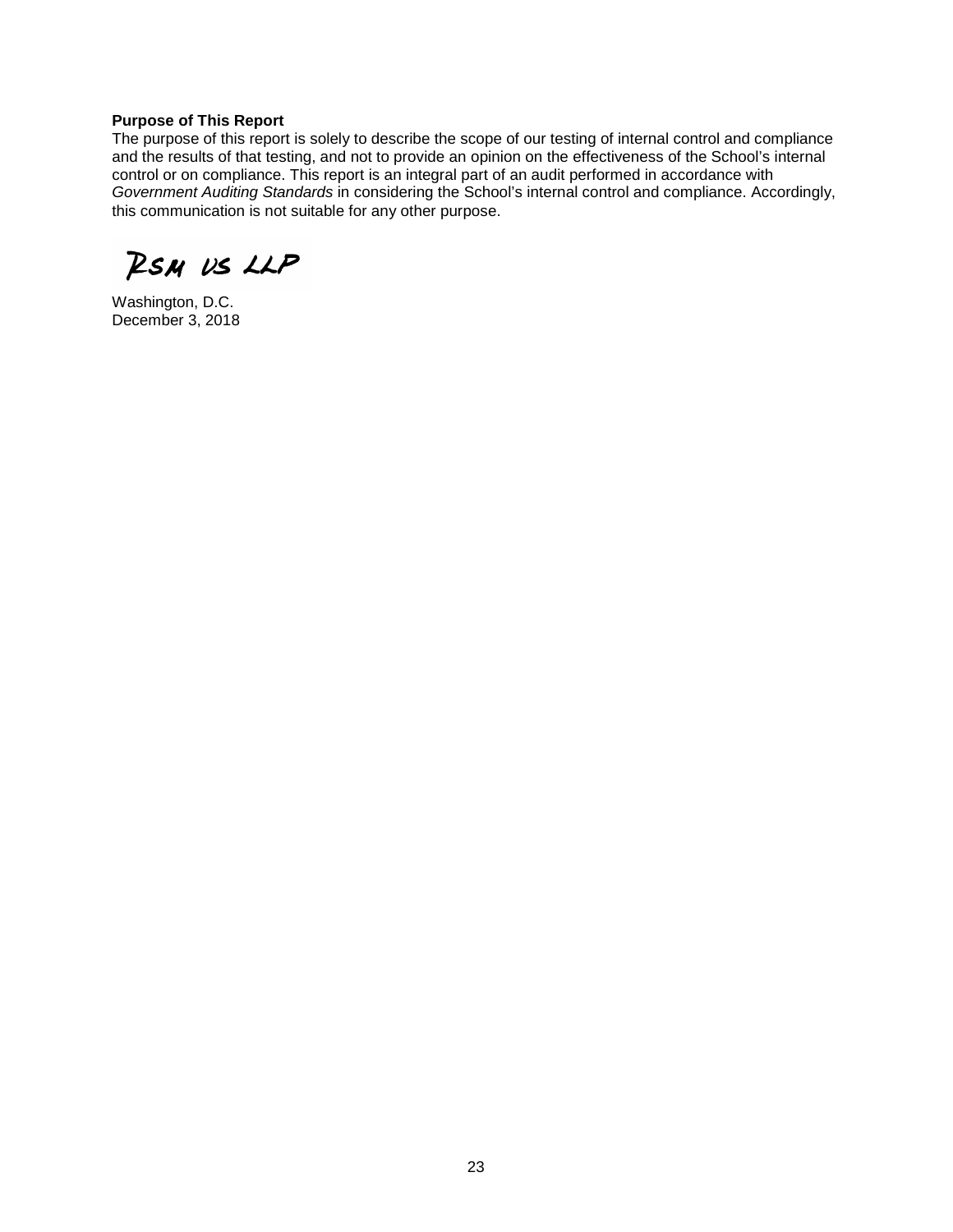**Purpose of This Report**

The purpose of this report is solely to describe the scope of our testing of internal control and compliance and the results of that testing, and not to provide an opinion on the effectiveness of the School's internal control or on compliance. This report is an integral part of an audit performed in accordance with *Government Auditing Standards* in considering the School's internal control and compliance. Accordingly, this communication is not suitable for any other purpose.

RSM US LLP

Washington, D.C.
December 3, 2018